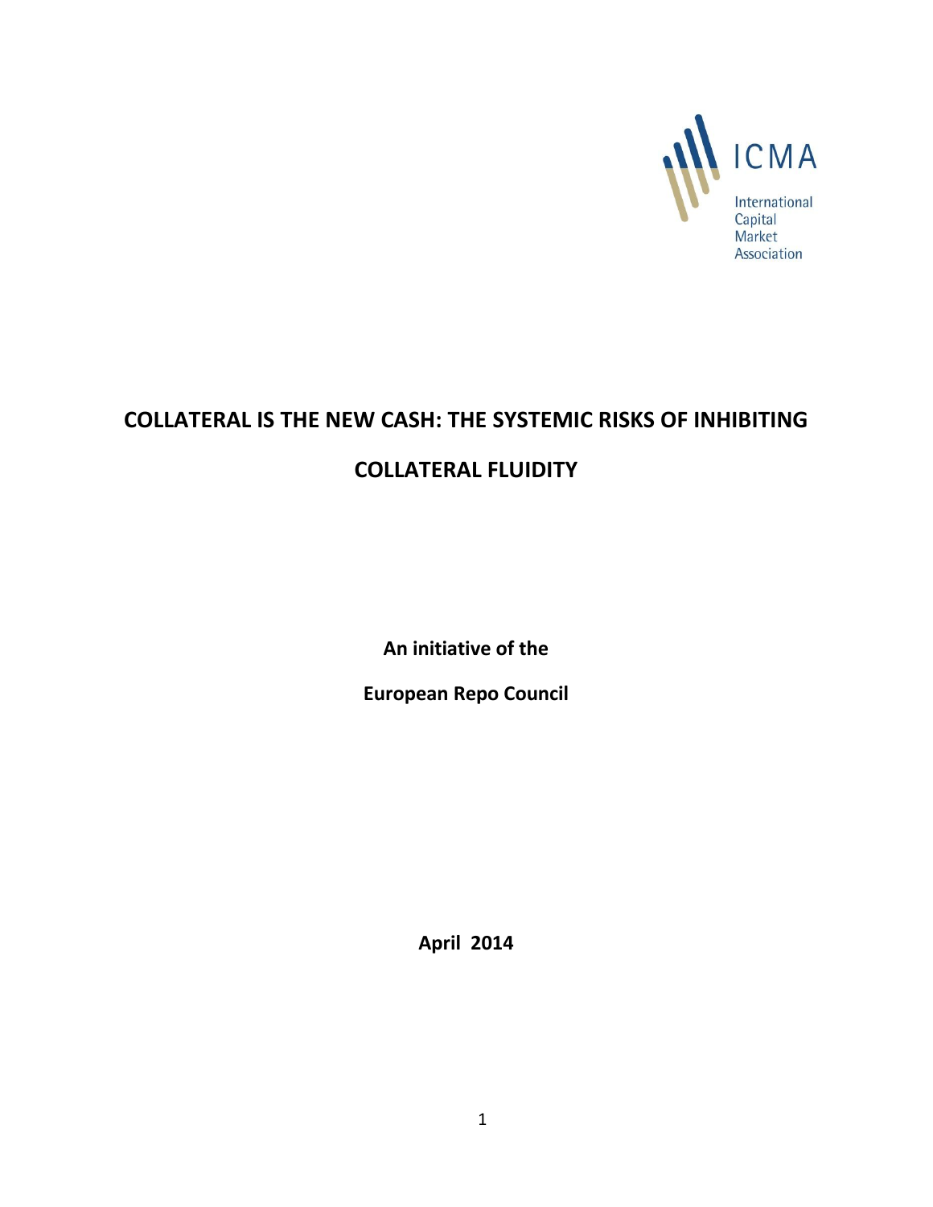ICMA

International Capital Market Association

# COLLATERAL IS THE NEW CASH: THE SYSTEMIC RISKS OF INHIBITING COLLATERAL FLUIDITY

**An initiative of the**

**European Repo Council**

**April 2014**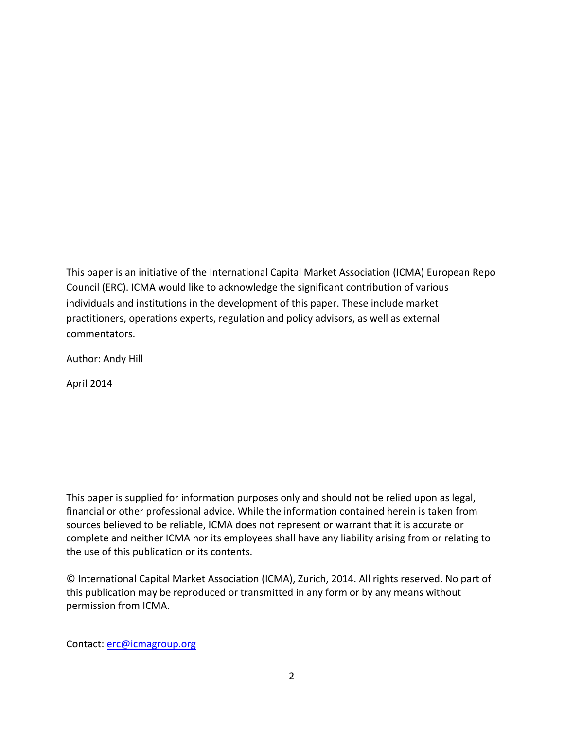This paper is an initiative of the International Capital Market Association (ICMA) European Repo Council (ERC). ICMA would like to acknowledge the significant contribution of various individuals and institutions in the development of this paper. These include market practitioners, operations experts, regulation and policy advisors, as well as external commentators.

Author: Andy Hill

April 2014

This paper is supplied for information purposes only and should not be relied upon as legal, financial or other professional advice. While the information contained herein is taken from sources believed to be reliable, ICMA does not represent or warrant that it is accurate or complete and neither ICMA nor its employees shall have any liability arising from or relating to the use of this publication or its contents.

© International Capital Market Association (ICMA), Zurich, 2014. All rights reserved. No part of this publication may be reproduced or transmitted in any form or by any means without permission from ICMA.

Contact: erc@icmagroup.org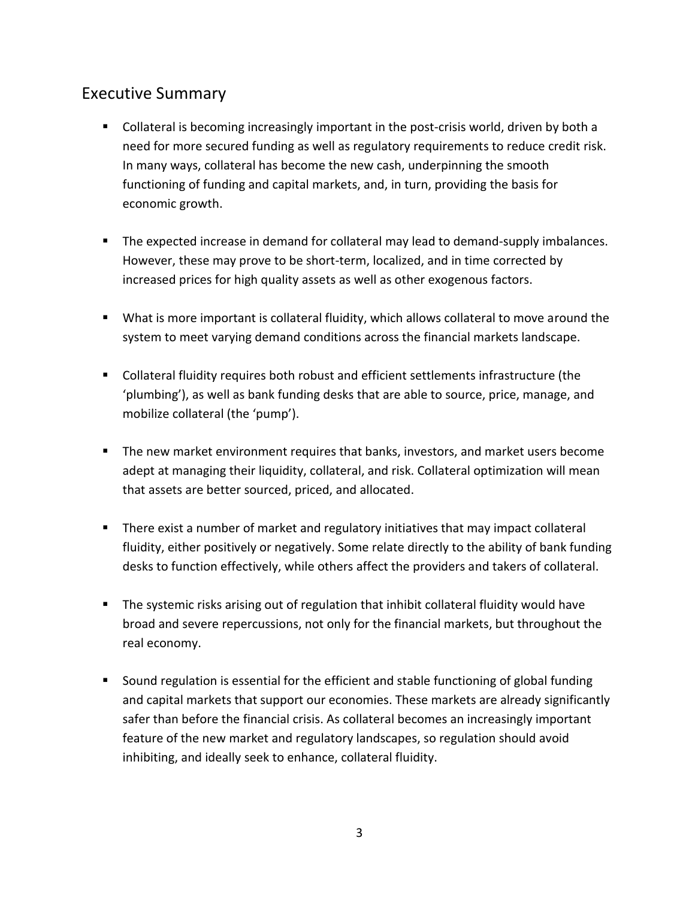## Executive Summary

- Collateral is becoming increasingly important in the post-crisis world, driven by both a need for more secured funding as well as regulatory requirements to reduce credit risk. In many ways, collateral has become the new cash, underpinning the smooth functioning of funding and capital markets, and, in turn, providing the basis for economic growth.

- The expected increase in demand for collateral may lead to demand-supply imbalances. However, these may prove to be short-term, localized, and in time corrected by increased prices for high quality assets as well as other exogenous factors.

- What is more important is collateral fluidity, which allows collateral to move around the system to meet varying demand conditions across the financial markets landscape.

- Collateral fluidity requires both robust and efficient settlements infrastructure (the 'plumbing'), as well as bank funding desks that are able to source, price, manage, and mobilize collateral (the 'pump').

- The new market environment requires that banks, investors, and market users become adept at managing their liquidity, collateral, and risk. Collateral optimization will mean that assets are better sourced, priced, and allocated.

- There exist a number of market and regulatory initiatives that may impact collateral fluidity, either positively or negatively. Some relate directly to the ability of bank funding desks to function effectively, while others affect the providers and takers of collateral.

- The systemic risks arising out of regulation that inhibit collateral fluidity would have broad and severe repercussions, not only for the financial markets, but throughout the real economy.

- Sound regulation is essential for the efficient and stable functioning of global funding and capital markets that support our economies. These markets are already significantly safer than before the financial crisis. As collateral becomes an increasingly important feature of the new market and regulatory landscapes, so regulation should avoid inhibiting, and ideally seek to enhance, collateral fluidity.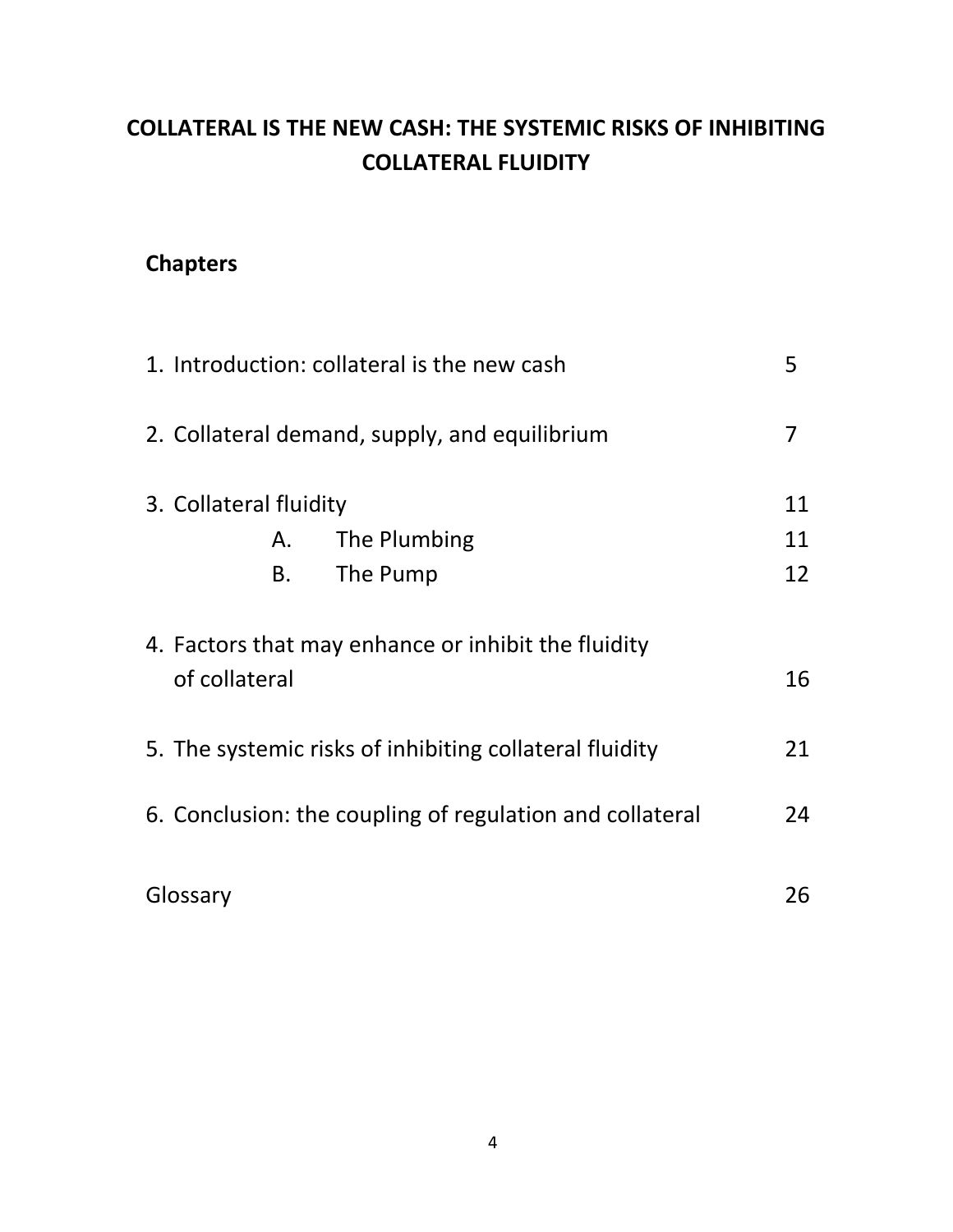# COLLATERAL IS THE NEW CASH: THE SYSTEMIC RISKS OF INHIBITING COLLATERAL FLUIDITY

## Chapters

| | |
|---|---|
| 1. Introduction: collateral is the new cash | 5 |
| 2. Collateral demand, supply, and equilibrium | 7 |
| 3. Collateral fluidity | 11 |
| A. The Plumbing | 11 |
| B. The Pump | 12 |
| 4. Factors that may enhance or inhibit the fluidity of collateral | 16 |
| 5. The systemic risks of inhibiting collateral fluidity | 21 |
| 6. Conclusion: the coupling of regulation and collateral | 24 |
| Glossary | 26 |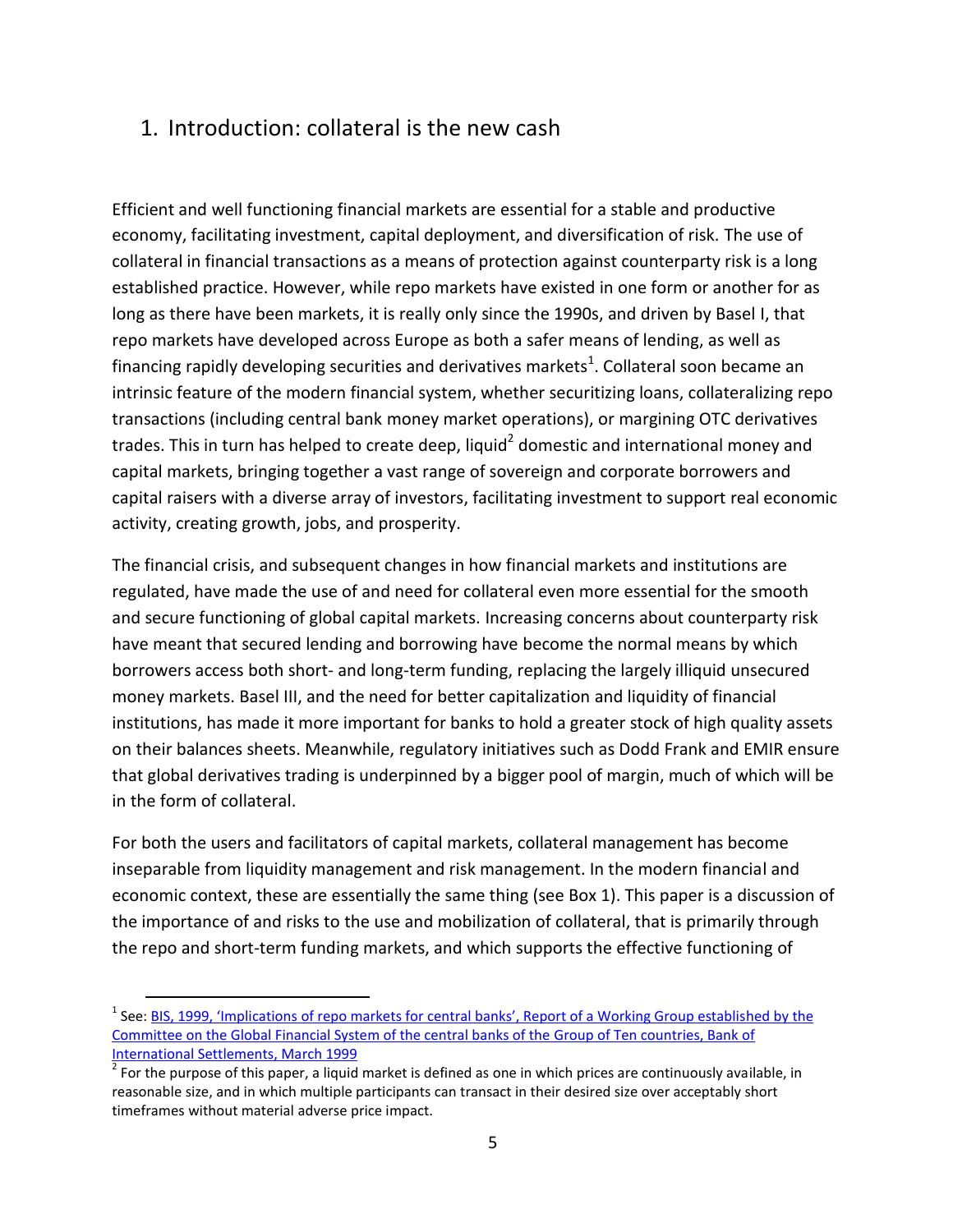## 1. Introduction: collateral is the new cash

Efficient and well functioning financial markets are essential for a stable and productive economy, facilitating investment, capital deployment, and diversification of risk. The use of collateral in financial transactions as a means of protection against counterparty risk is a long established practice. However, while repo markets have existed in one form or another for as long as there have been markets, it is really only since the 1990s, and driven by Basel I, that repo markets have developed across Europe as both a safer means of lending, as well as financing rapidly developing securities and derivatives markets[1]. Collateral soon became an intrinsic feature of the modern financial system, whether securitizing loans, collateralizing repo transactions (including central bank money market operations), or margining OTC derivatives trades. This in turn has helped to create deep, liquid[2] domestic and international money and capital markets, bringing together a vast range of sovereign and corporate borrowers and capital raisers with a diverse array of investors, facilitating investment to support real economic activity, creating growth, jobs, and prosperity.

The financial crisis, and subsequent changes in how financial markets and institutions are regulated, have made the use of and need for collateral even more essential for the smooth and secure functioning of global capital markets. Increasing concerns about counterparty risk have meant that secured lending and borrowing have become the normal means by which borrowers access both short- and long-term funding, replacing the largely illiquid unsecured money markets. Basel III, and the need for better capitalization and liquidity of financial institutions, has made it more important for banks to hold a greater stock of high quality assets on their balances sheets. Meanwhile, regulatory initiatives such as Dodd Frank and EMIR ensure that global derivatives trading is underpinned by a bigger pool of margin, much of which will be in the form of collateral.

For both the users and facilitators of capital markets, collateral management has become inseparable from liquidity management and risk management. In the modern financial and economic context, these are essentially the same thing (see Box 1). This paper is a discussion of the importance of and risks to the use and mobilization of collateral, that is primarily through the repo and short-term funding markets, and which supports the effective functioning of

---

[1] See: BIS, 1999, 'Implications of repo markets for central banks', Report of a Working Group established by the Committee on the Global Financial System of the central banks of the Group of Ten countries, Bank of International Settlements, March 1999

[2] For the purpose of this paper, a liquid market is defined as one in which prices are continuously available, in reasonable size, and in which multiple participants can transact in their desired size over acceptably short timeframes without material adverse price impact.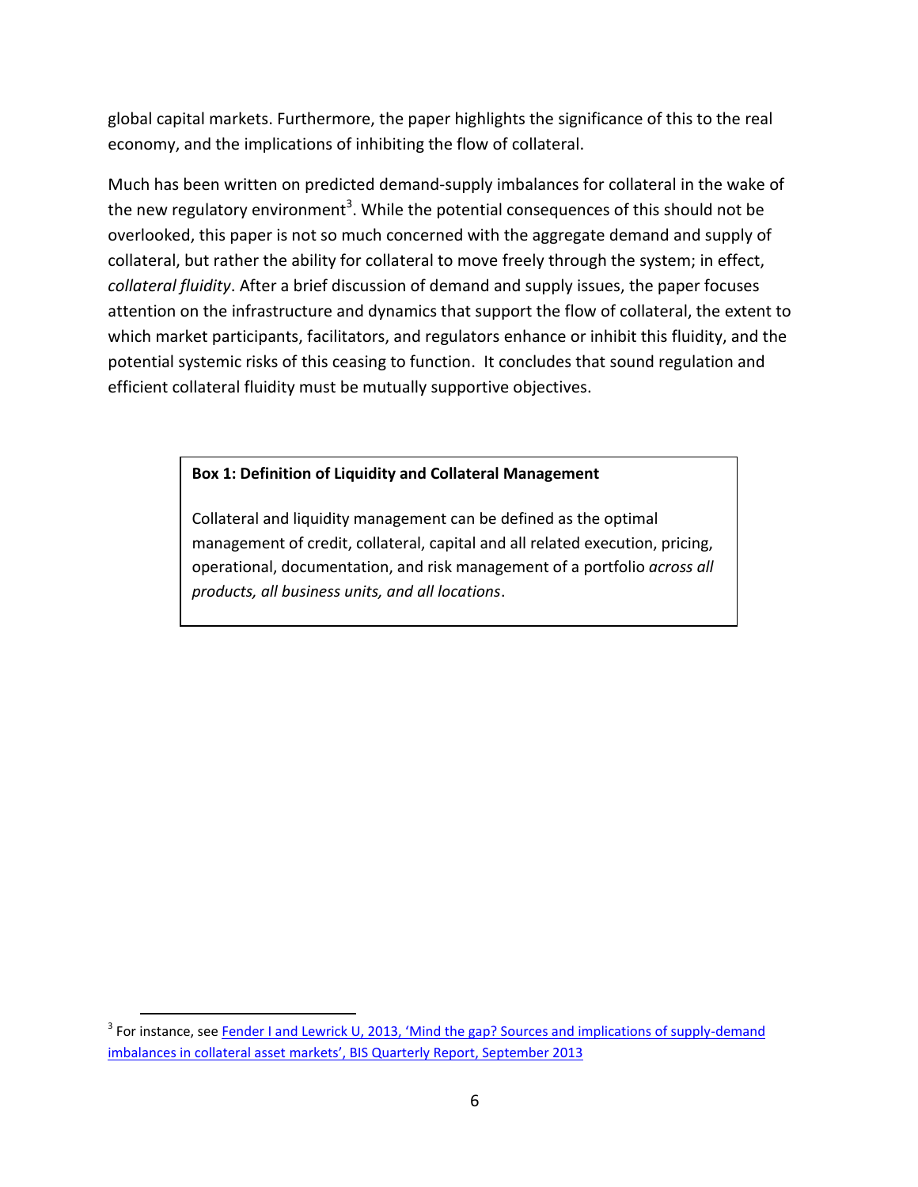global capital markets. Furthermore, the paper highlights the significance of this to the real economy, and the implications of inhibiting the flow of collateral.

Much has been written on predicted demand-supply imbalances for collateral in the wake of the new regulatory environment[3]. While the potential consequences of this should not be overlooked, this paper is not so much concerned with the aggregate demand and supply of collateral, but rather the ability for collateral to move freely through the system; in effect, *collateral fluidity*. After a brief discussion of demand and supply issues, the paper focuses attention on the infrastructure and dynamics that support the flow of collateral, the extent to which market participants, facilitators, and regulators enhance or inhibit this fluidity, and the potential systemic risks of this ceasing to function. It concludes that sound regulation and efficient collateral fluidity must be mutually supportive objectives.

> **Box 1: Definition of Liquidity and Collateral Management**
>
> Collateral and liquidity management can be defined as the optimal management of credit, collateral, capital and all related execution, pricing, operational, documentation, and risk management of a portfolio *across all products, all business units, and all locations*.

[3] For instance, see Fender I and Lewrick U, 2013, 'Mind the gap? Sources and implications of supply-demand imbalances in collateral asset markets', BIS Quarterly Report, September 2013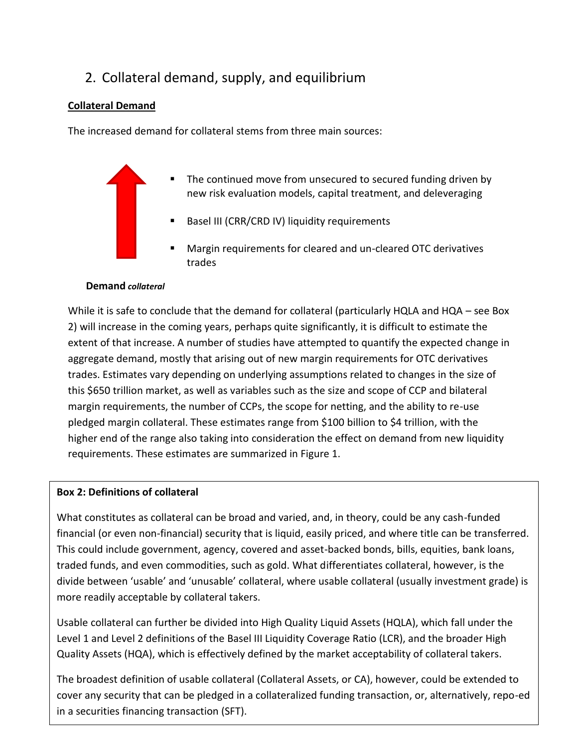## 2. Collateral demand, supply, and equilibrium

### Collateral Demand

The increased demand for collateral stems from three main sources:

- The continued move from unsecured to secured funding driven by new risk evaluation models, capital treatment, and deleveraging
- Basel III (CRR/CRD IV) liquidity requirements
- Margin requirements for cleared and un-cleared OTC derivatives trades

**Demand** ***collateral***

While it is safe to conclude that the demand for collateral (particularly HQLA and HQA – see Box 2) will increase in the coming years, perhaps quite significantly, it is difficult to estimate the extent of that increase. A number of studies have attempted to quantify the expected change in aggregate demand, mostly that arising out of new margin requirements for OTC derivatives trades. Estimates vary depending on underlying assumptions related to changes in the size of this $650 trillion market, as well as variables such as the size and scope of CCP and bilateral margin requirements, the number of CCPs, the scope for netting, and the ability to re-use pledged margin collateral. These estimates range from $100 billion to $4 trillion, with the higher end of the range also taking into consideration the effect on demand from new liquidity requirements. These estimates are summarized in Figure 1.

**Box 2: Definitions of collateral**

What constitutes as collateral can be broad and varied, and, in theory, could be any cash-funded financial (or even non-financial) security that is liquid, easily priced, and where title can be transferred. This could include government, agency, covered and asset-backed bonds, bills, equities, bank loans, traded funds, and even commodities, such as gold. What differentiates collateral, however, is the divide between 'usable' and 'unusable' collateral, where usable collateral (usually investment grade) is more readily acceptable by collateral takers.

Usable collateral can further be divided into High Quality Liquid Assets (HQLA), which fall under the Level 1 and Level 2 definitions of the Basel III Liquidity Coverage Ratio (LCR), and the broader High Quality Assets (HQA), which is effectively defined by the market acceptability of collateral takers.

The broadest definition of usable collateral (Collateral Assets, or CA), however, could be extended to cover any security that can be pledged in a collateralized funding transaction, or, alternatively, repo-ed in a securities financing transaction (SFT).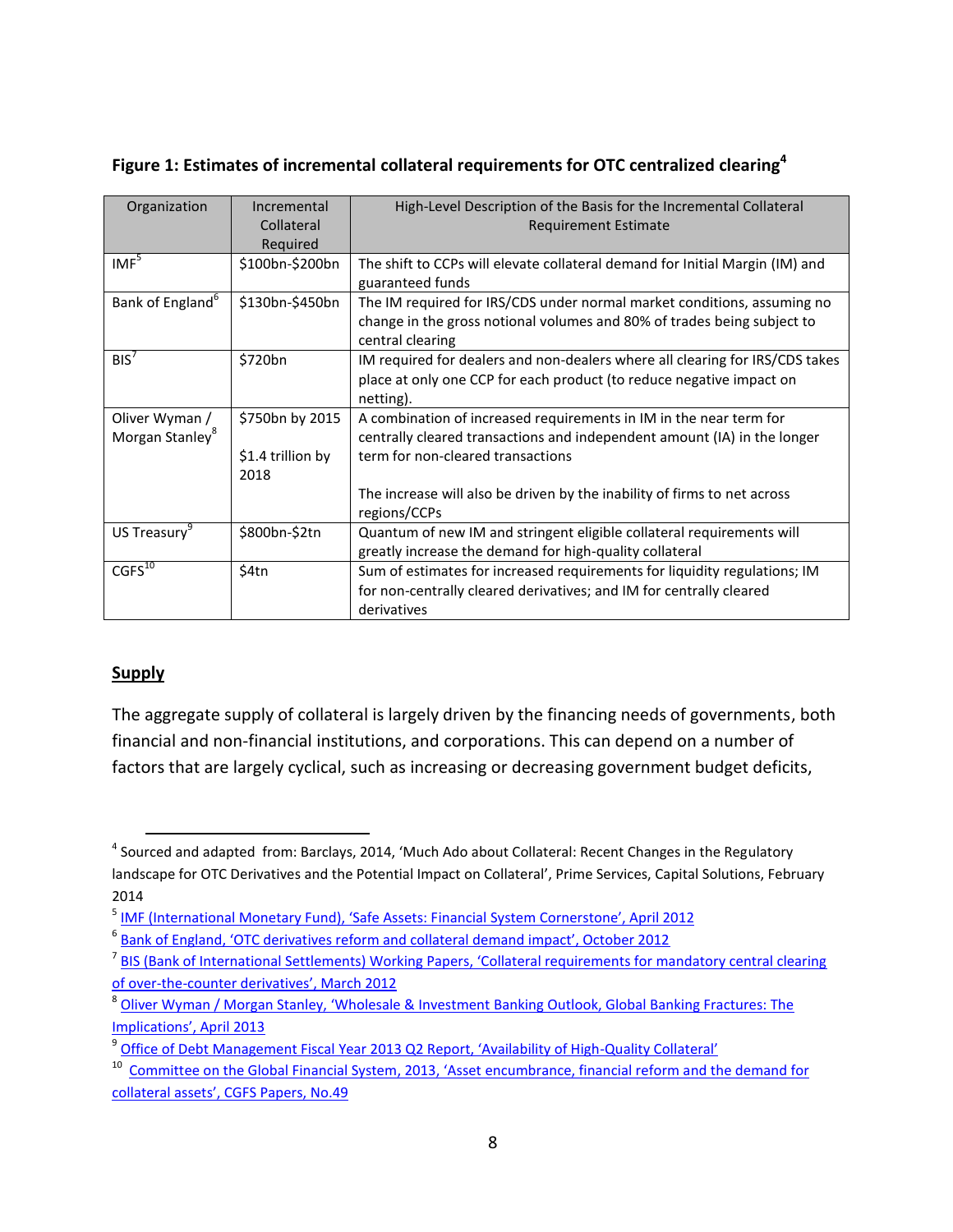**Figure 1: Estimates of incremental collateral requirements for OTC centralized clearing[4]**

| Organization | Incremental Collateral Required | High-Level Description of the Basis for the Incremental Collateral Requirement Estimate |
|---|---|---|
| IMF[5] | $100bn-$200bn | The shift to CCPs will elevate collateral demand for Initial Margin (IM) and guaranteed funds |
| Bank of England[6] | $130bn-$450bn | The IM required for IRS/CDS under normal market conditions, assuming no change in the gross notional volumes and 80% of trades being subject to central clearing |
| BIS[7] | $720bn | IM required for dealers and non-dealers where all clearing for IRS/CDS takes place at only one CCP for each product (to reduce negative impact on netting). |
| Oliver Wyman / Morgan Stanley[8] | $750bn by 2015<br><br>$1.4 trillion by 2018 | A combination of increased requirements in IM in the near term for centrally cleared transactions and independent amount (IA) in the longer term for non-cleared transactions<br><br>The increase will also be driven by the inability of firms to net across regions/CCPs |
| US Treasury[9] | $800bn-$2tn | Quantum of new IM and stringent eligible collateral requirements will greatly increase the demand for high-quality collateral |
| CGFS[10] | $4tn | Sum of estimates for increased requirements for liquidity regulations; IM for non-centrally cleared derivatives; and IM for centrally cleared derivatives |

## Supply

The aggregate supply of collateral is largely driven by the financing needs of governments, both financial and non-financial institutions, and corporations. This can depend on a number of factors that are largely cyclical, such as increasing or decreasing government budget deficits,

[4] Sourced and adapted from: Barclays, 2014, 'Much Ado about Collateral: Recent Changes in the Regulatory landscape for OTC Derivatives and the Potential Impact on Collateral', Prime Services, Capital Solutions, February 2014

[5] IMF (International Monetary Fund), 'Safe Assets: Financial System Cornerstone', April 2012

[6] Bank of England, 'OTC derivatives reform and collateral demand impact', October 2012

[7] BIS (Bank of International Settlements) Working Papers, 'Collateral requirements for mandatory central clearing of over-the-counter derivatives', March 2012

[8] Oliver Wyman / Morgan Stanley, 'Wholesale & Investment Banking Outlook, Global Banking Fractures: The Implications', April 2013

[9] Office of Debt Management Fiscal Year 2013 Q2 Report, 'Availability of High-Quality Collateral'

[10] Committee on the Global Financial System, 2013, 'Asset encumbrance, financial reform and the demand for collateral assets', CGFS Papers, No.49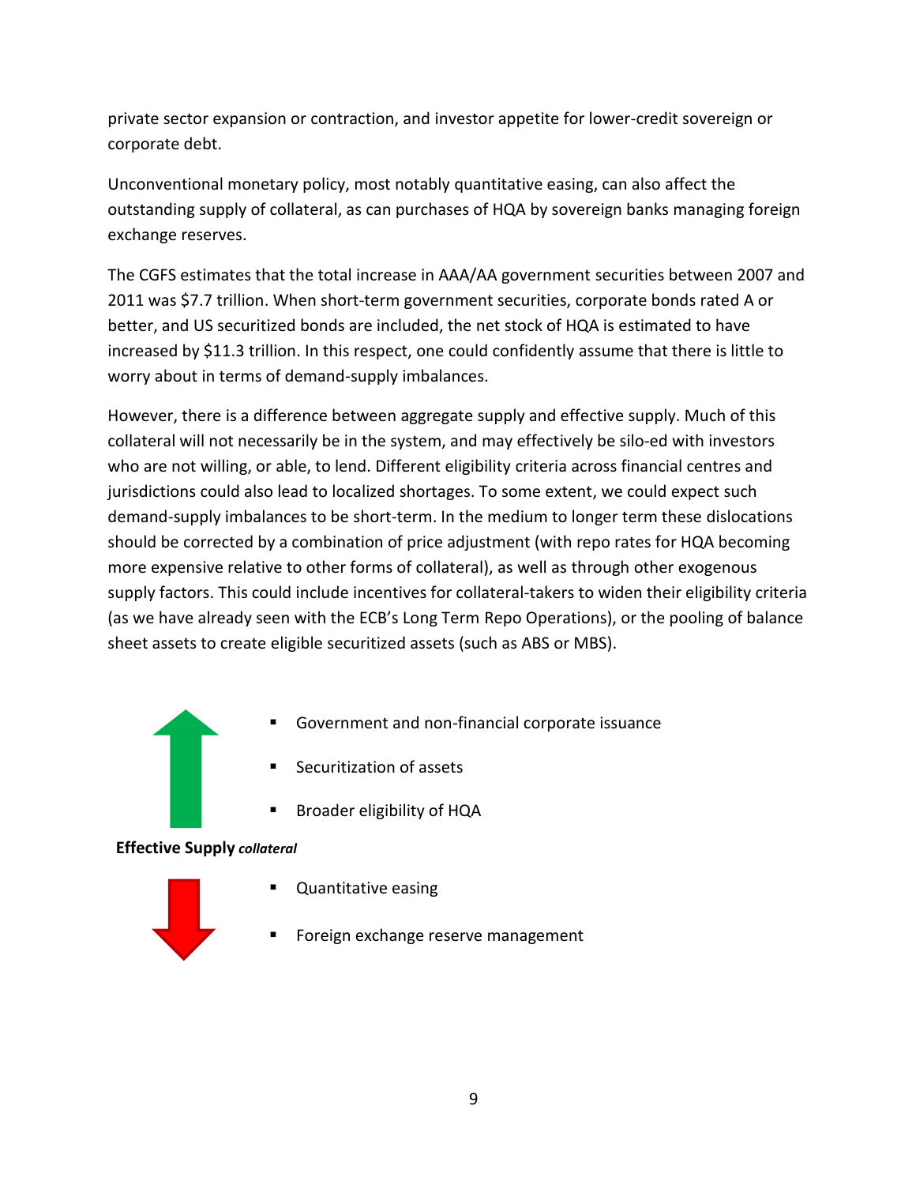private sector expansion or contraction, and investor appetite for lower-credit sovereign or corporate debt.

Unconventional monetary policy, most notably quantitative easing, can also affect the outstanding supply of collateral, as can purchases of HQA by sovereign banks managing foreign exchange reserves.

The CGFS estimates that the total increase in AAA/AA government securities between 2007 and 2011 was $7.7 trillion. When short-term government securities, corporate bonds rated A or better, and US securitized bonds are included, the net stock of HQA is estimated to have increased by $11.3 trillion. In this respect, one could confidently assume that there is little to worry about in terms of demand-supply imbalances.

However, there is a difference between aggregate supply and effective supply. Much of this collateral will not necessarily be in the system, and may effectively be silo-ed with investors who are not willing, or able, to lend. Different eligibility criteria across financial centres and jurisdictions could also lead to localized shortages. To some extent, we could expect such demand-supply imbalances to be short-term. In the medium to longer term these dislocations should be corrected by a combination of price adjustment (with repo rates for HQA becoming more expensive relative to other forms of collateral), as well as through other exogenous supply factors. This could include incentives for collateral-takers to widen their eligibility criteria (as we have already seen with the ECB's Long Term Repo Operations), or the pooling of balance sheet assets to create eligible securitized assets (such as ABS or MBS).

- Government and non-financial corporate issuance
- Securitization of assets
- Broader eligibility of HQA

**Effective Supply** ***collateral***

- Quantitative easing
- Foreign exchange reserve management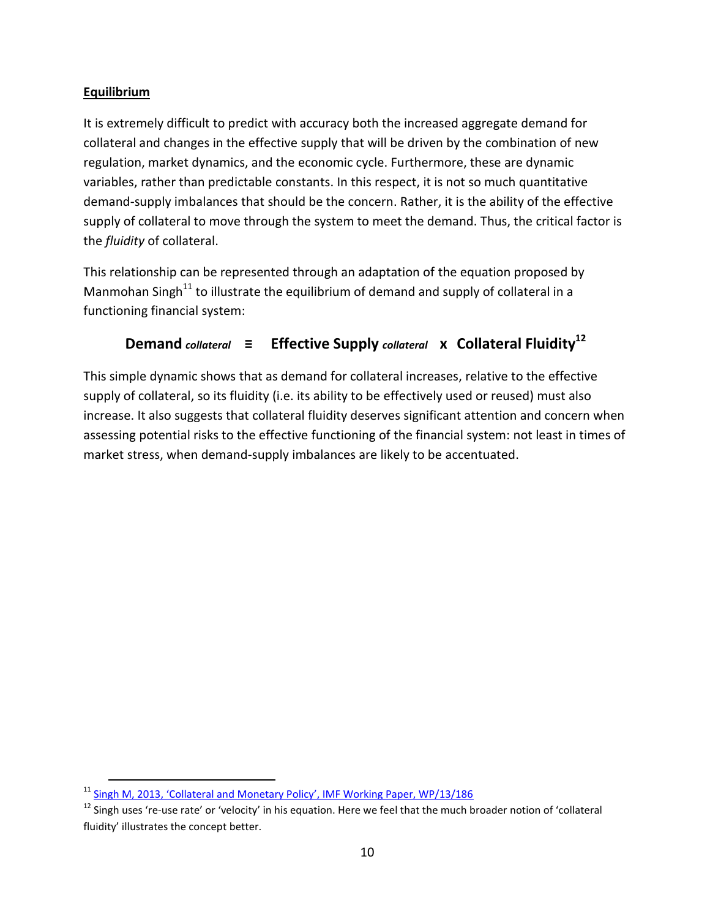**Equilibrium**

It is extremely difficult to predict with accuracy both the increased aggregate demand for collateral and changes in the effective supply that will be driven by the combination of new regulation, market dynamics, and the economic cycle. Furthermore, these are dynamic variables, rather than predictable constants. In this respect, it is not so much quantitative demand-supply imbalances that should be the concern. Rather, it is the ability of the effective supply of collateral to move through the system to meet the demand. Thus, the critical factor is the *fluidity* of collateral.

This relationship can be represented through an adaptation of the equation proposed by Manmohan Singh[11] to illustrate the equilibrium of demand and supply of collateral in a functioning financial system:

$$\textbf{Demand}_{\textit{collateral}} \equiv \textbf{Effective Supply}_{\textit{collateral}} \times \textbf{Collateral Fluidity}$$ [12]

This simple dynamic shows that as demand for collateral increases, relative to the effective supply of collateral, so its fluidity (i.e. its ability to be effectively used or reused) must also increase. It also suggests that collateral fluidity deserves significant attention and concern when assessing potential risks to the effective functioning of the financial system: not least in times of market stress, when demand-supply imbalances are likely to be accentuated.

---

[11] Singh M, 2013, 'Collateral and Monetary Policy', IMF Working Paper, WP/13/186

[12] Singh uses 're-use rate' or 'velocity' in his equation. Here we feel that the much broader notion of 'collateral fluidity' illustrates the concept better.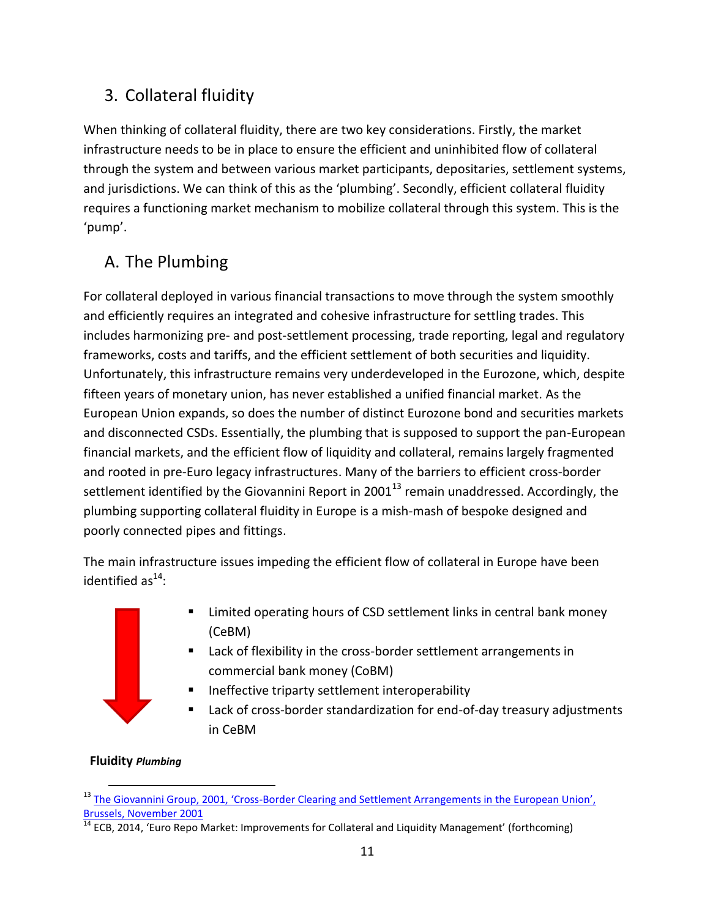## 3. Collateral fluidity

When thinking of collateral fluidity, there are two key considerations. Firstly, the market infrastructure needs to be in place to ensure the efficient and uninhibited flow of collateral through the system and between various market participants, depositaries, settlement systems, and jurisdictions. We can think of this as the 'plumbing'. Secondly, efficient collateral fluidity requires a functioning market mechanism to mobilize collateral through this system. This is the 'pump'.

### A. The Plumbing

For collateral deployed in various financial transactions to move through the system smoothly and efficiently requires an integrated and cohesive infrastructure for settling trades. This includes harmonizing pre- and post-settlement processing, trade reporting, legal and regulatory frameworks, costs and tariffs, and the efficient settlement of both securities and liquidity. Unfortunately, this infrastructure remains very underdeveloped in the Eurozone, which, despite fifteen years of monetary union, has never established a unified financial market. As the European Union expands, so does the number of distinct Eurozone bond and securities markets and disconnected CSDs. Essentially, the plumbing that is supposed to support the pan-European financial markets, and the efficient flow of liquidity and collateral, remains largely fragmented and rooted in pre-Euro legacy infrastructures. Many of the barriers to efficient cross-border settlement identified by the Giovannini Report in 2001[13] remain unaddressed. Accordingly, the plumbing supporting collateral fluidity in Europe is a mish-mash of bespoke designed and poorly connected pipes and fittings.

The main infrastructure issues impeding the efficient flow of collateral in Europe have been identified as[14]:

- Limited operating hours of CSD settlement links in central bank money (CeBM)
- Lack of flexibility in the cross-border settlement arrangements in commercial bank money (CoBM)
- Ineffective triparty settlement interoperability
- Lack of cross-border standardization for end-of-day treasury adjustments in CeBM

**Fluidity** ***Plumbing***

[13] The Giovannini Group, 2001, 'Cross-Border Clearing and Settlement Arrangements in the European Union', Brussels, November 2001

[14] ECB, 2014, 'Euro Repo Market: Improvements for Collateral and Liquidity Management' (forthcoming)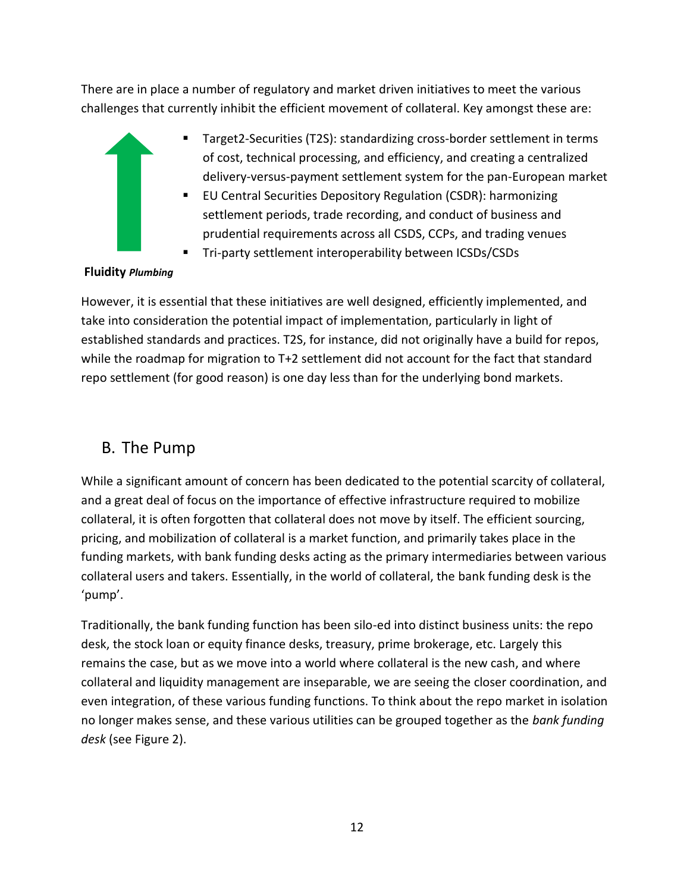There are in place a number of regulatory and market driven initiatives to meet the various challenges that currently inhibit the efficient movement of collateral. Key amongst these are:

- Target2-Securities (T2S): standardizing cross-border settlement in terms of cost, technical processing, and efficiency, and creating a centralized delivery-versus-payment settlement system for the pan-European market
- EU Central Securities Depository Regulation (CSDR): harmonizing settlement periods, trade recording, and conduct of business and prudential requirements across all CSDS, CCPs, and trading venues
- Tri-party settlement interoperability between ICSDs/CSDs

**Fluidity** ***Plumbing***

However, it is essential that these initiatives are well designed, efficiently implemented, and take into consideration the potential impact of implementation, particularly in light of established standards and practices. T2S, for instance, did not originally have a build for repos, while the roadmap for migration to T+2 settlement did not account for the fact that standard repo settlement (for good reason) is one day less than for the underlying bond markets.

## B. The Pump

While a significant amount of concern has been dedicated to the potential scarcity of collateral, and a great deal of focus on the importance of effective infrastructure required to mobilize collateral, it is often forgotten that collateral does not move by itself. The efficient sourcing, pricing, and mobilization of collateral is a market function, and primarily takes place in the funding markets, with bank funding desks acting as the primary intermediaries between various collateral users and takers. Essentially, in the world of collateral, the bank funding desk is the 'pump'.

Traditionally, the bank funding function has been silo-ed into distinct business units: the repo desk, the stock loan or equity finance desks, treasury, prime brokerage, etc. Largely this remains the case, but as we move into a world where collateral is the new cash, and where collateral and liquidity management are inseparable, we are seeing the closer coordination, and even integration, of these various funding functions. To think about the repo market in isolation no longer makes sense, and these various utilities can be grouped together as the *bank funding desk* (see Figure 2).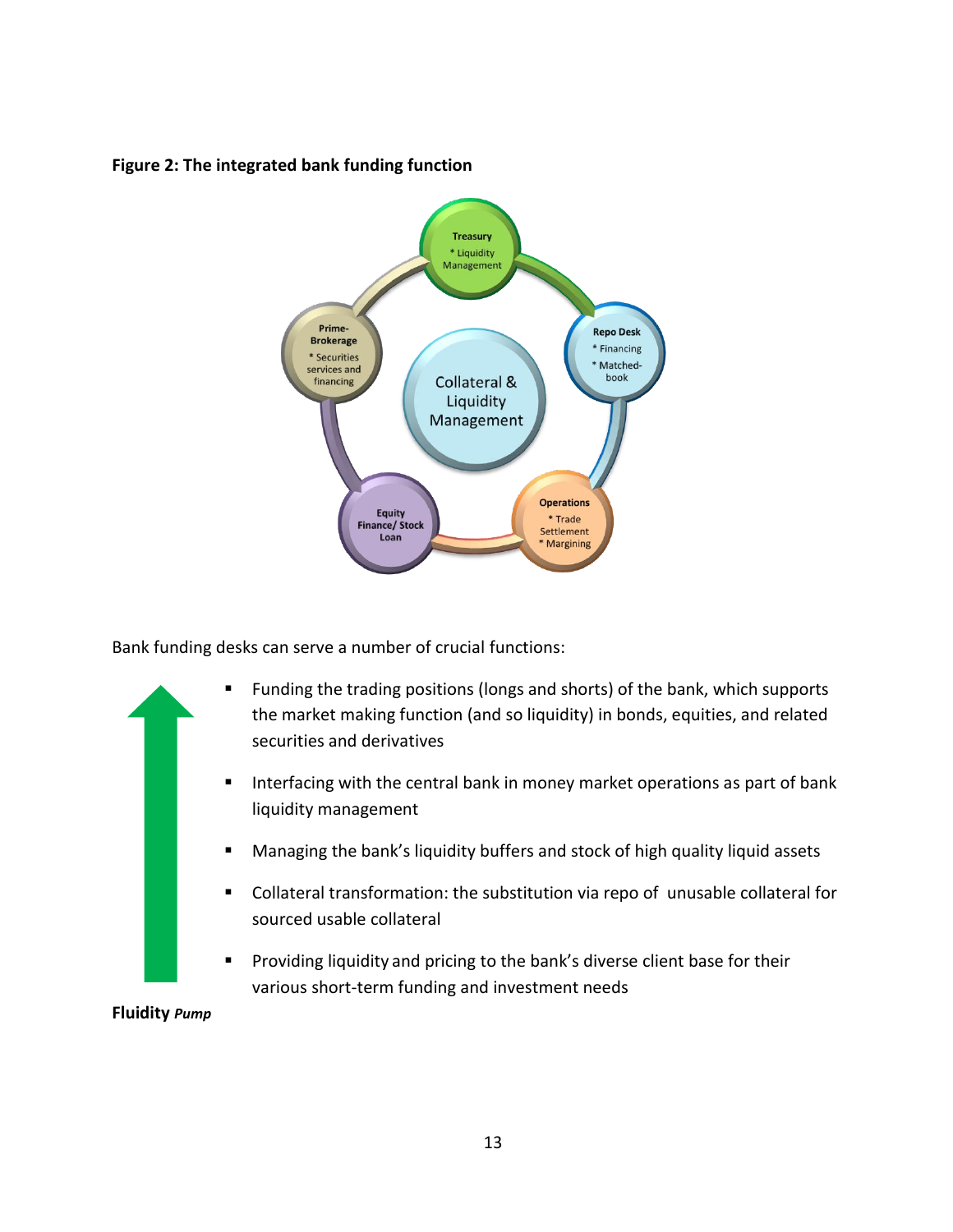**Figure 2: The integrated bank funding function**

Treasury
* Liquidity Management

Repo Desk
* Financing
* Matched-book

Operations
* Trade Settlement
* Margining

Equity Finance/ Stock Loan

Prime-Brokerage
* Securities services and financing

Collateral & Liquidity Management

Bank funding desks can serve a number of crucial functions:

- Funding the trading positions (longs and shorts) of the bank, which supports the market making function (and so liquidity) in bonds, equities, and related securities and derivatives
- Interfacing with the central bank in money market operations as part of bank liquidity management
- Managing the bank's liquidity buffers and stock of high quality liquid assets
- Collateral transformation: the substitution via repo of unusable collateral for sourced usable collateral
- Providing liquidity and pricing to the bank's diverse client base for their various short-term funding and investment needs

**Fluidity** ***Pump***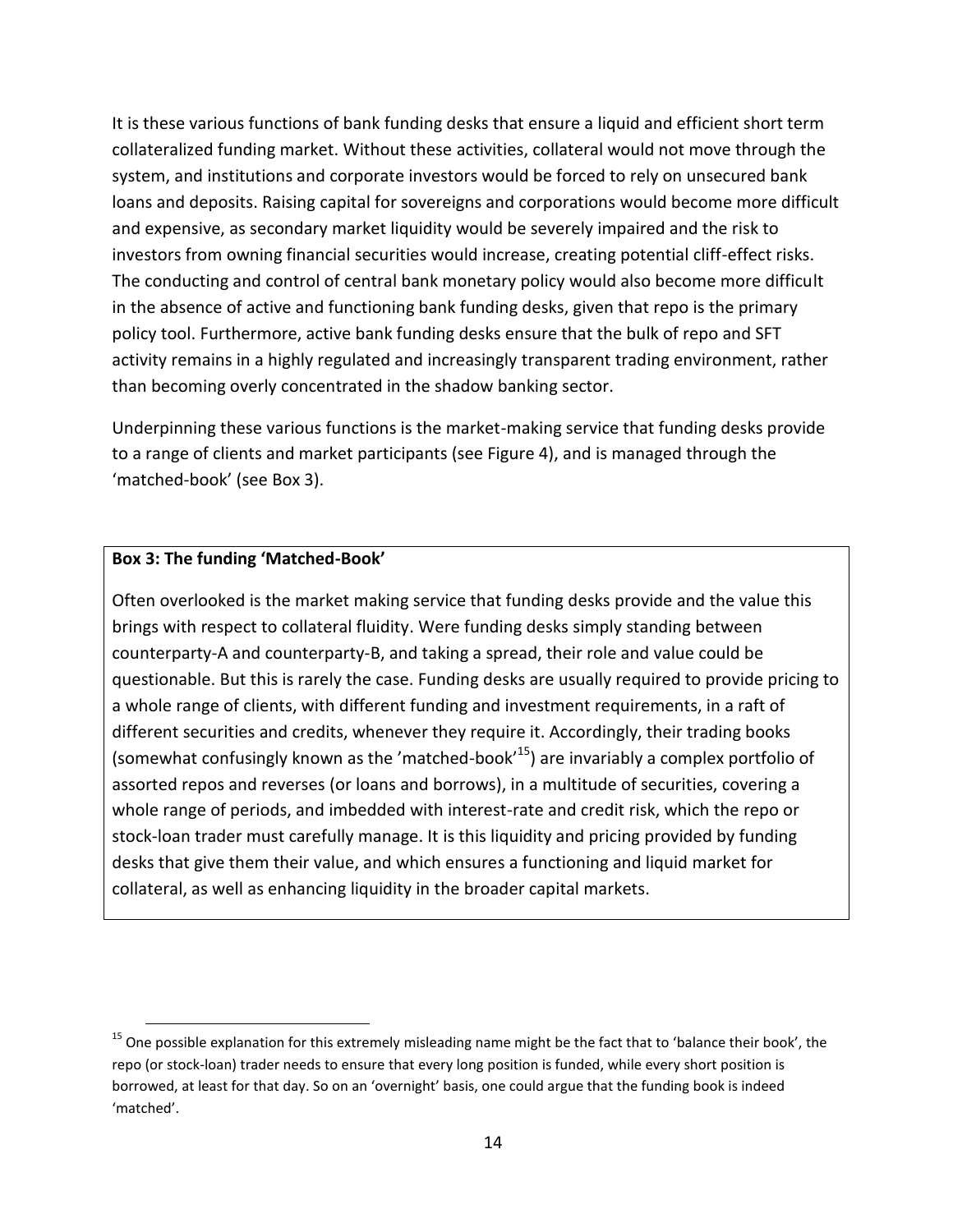It is these various functions of bank funding desks that ensure a liquid and efficient short term collateralized funding market. Without these activities, collateral would not move through the system, and institutions and corporate investors would be forced to rely on unsecured bank loans and deposits. Raising capital for sovereigns and corporations would become more difficult and expensive, as secondary market liquidity would be severely impaired and the risk to investors from owning financial securities would increase, creating potential cliff-effect risks. The conducting and control of central bank monetary policy would also become more difficult in the absence of active and functioning bank funding desks, given that repo is the primary policy tool. Furthermore, active bank funding desks ensure that the bulk of repo and SFT activity remains in a highly regulated and increasingly transparent trading environment, rather than becoming overly concentrated in the shadow banking sector.

Underpinning these various functions is the market-making service that funding desks provide to a range of clients and market participants (see Figure 4), and is managed through the 'matched-book' (see Box 3).

**Box 3: The funding 'Matched-Book'**

Often overlooked is the market making service that funding desks provide and the value this brings with respect to collateral fluidity. Were funding desks simply standing between counterparty-A and counterparty-B, and taking a spread, their role and value could be questionable. But this is rarely the case. Funding desks are usually required to provide pricing to a whole range of clients, with different funding and investment requirements, in a raft of different securities and credits, whenever they require it. Accordingly, their trading books (somewhat confusingly known as the 'matched-book'[15]) are invariably a complex portfolio of assorted repos and reverses (or loans and borrows), in a multitude of securities, covering a whole range of periods, and imbedded with interest-rate and credit risk, which the repo or stock-loan trader must carefully manage. It is this liquidity and pricing provided by funding desks that give them their value, and which ensures a functioning and liquid market for collateral, as well as enhancing liquidity in the broader capital markets.

---

[15] One possible explanation for this extremely misleading name might be the fact that to 'balance their book', the repo (or stock-loan) trader needs to ensure that every long position is funded, while every short position is borrowed, at least for that day. So on an 'overnight' basis, one could argue that the funding book is indeed 'matched'.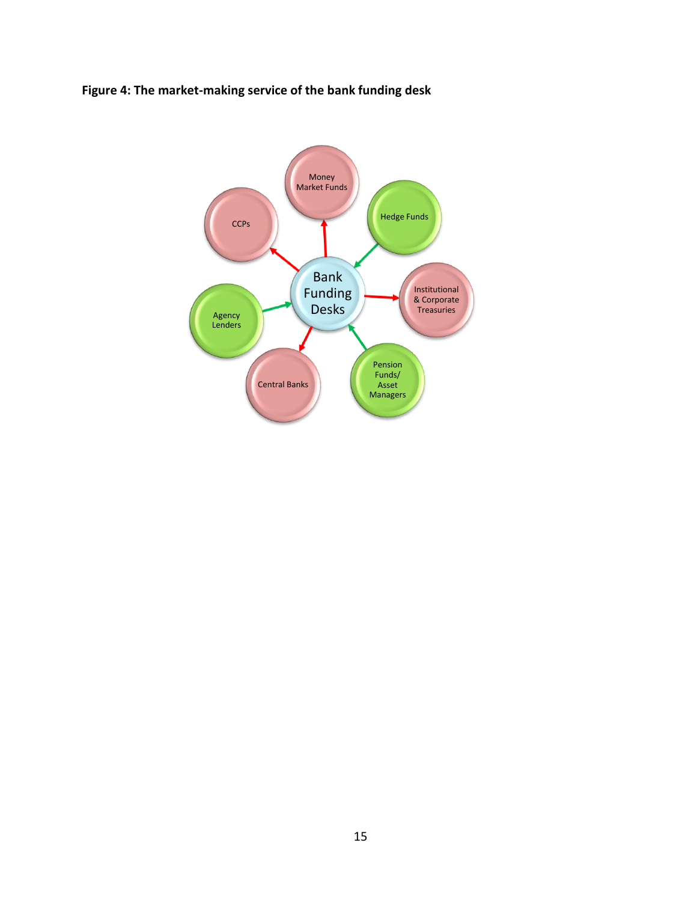**Figure 4: The market-making service of the bank funding desk**

Money Market Funds

Hedge Funds

CCPs

Bank Funding Desks

Institutional & Corporate Treasuries

Agency Lenders

Central Banks

Pension Funds/ Asset Managers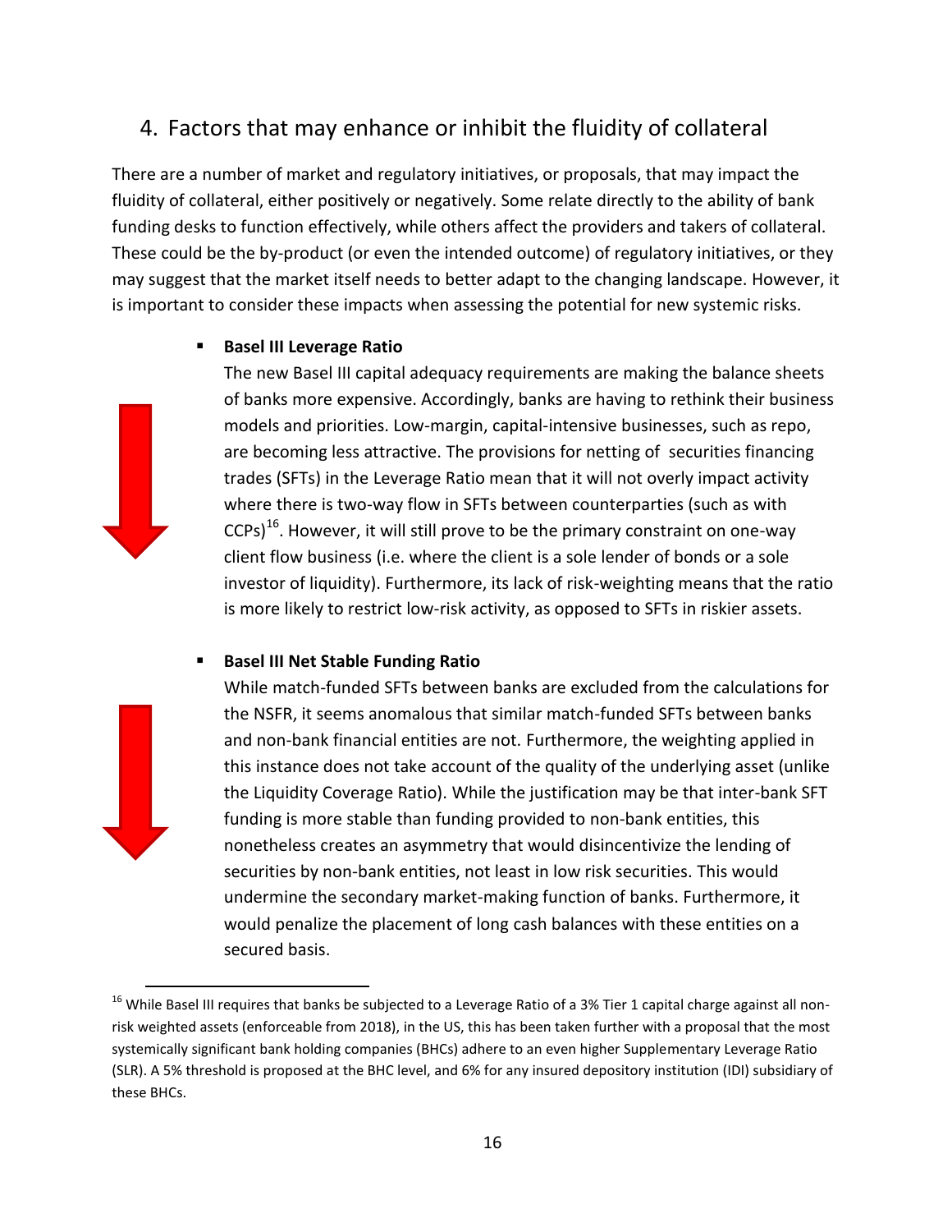## 4. Factors that may enhance or inhibit the fluidity of collateral

There are a number of market and regulatory initiatives, or proposals, that may impact the fluidity of collateral, either positively or negatively. Some relate directly to the ability of bank funding desks to function effectively, while others affect the providers and takers of collateral. These could be the by-product (or even the intended outcome) of regulatory initiatives, or they may suggest that the market itself needs to better adapt to the changing landscape. However, it is important to consider these impacts when assessing the potential for new systemic risks.

- **Basel III Leverage Ratio**
  The new Basel III capital adequacy requirements are making the balance sheets of banks more expensive. Accordingly, banks are having to rethink their business models and priorities. Low-margin, capital-intensive businesses, such as repo, are becoming less attractive. The provisions for netting of securities financing trades (SFTs) in the Leverage Ratio mean that it will not overly impact activity where there is two-way flow in SFTs between counterparties (such as with CCPs)[16]. However, it will still prove to be the primary constraint on one-way client flow business (i.e. where the client is a sole lender of bonds or a sole investor of liquidity). Furthermore, its lack of risk-weighting means that the ratio is more likely to restrict low-risk activity, as opposed to SFTs in riskier assets.

- **Basel III Net Stable Funding Ratio**
  While match-funded SFTs between banks are excluded from the calculations for the NSFR, it seems anomalous that similar match-funded SFTs between banks and non-bank financial entities are not. Furthermore, the weighting applied in this instance does not take account of the quality of the underlying asset (unlike the Liquidity Coverage Ratio). While the justification may be that inter-bank SFT funding is more stable than funding provided to non-bank entities, this nonetheless creates an asymmetry that would disincentivize the lending of securities by non-bank entities, not least in low risk securities. This would undermine the secondary market-making function of banks. Furthermore, it would penalize the placement of long cash balances with these entities on a secured basis.

---

[16] While Basel III requires that banks be subjected to a Leverage Ratio of a 3% Tier 1 capital charge against all non-risk weighted assets (enforceable from 2018), in the US, this has been taken further with a proposal that the most systemically significant bank holding companies (BHCs) adhere to an even higher Supplementary Leverage Ratio (SLR). A 5% threshold is proposed at the BHC level, and 6% for any insured depository institution (IDI) subsidiary of these BHCs.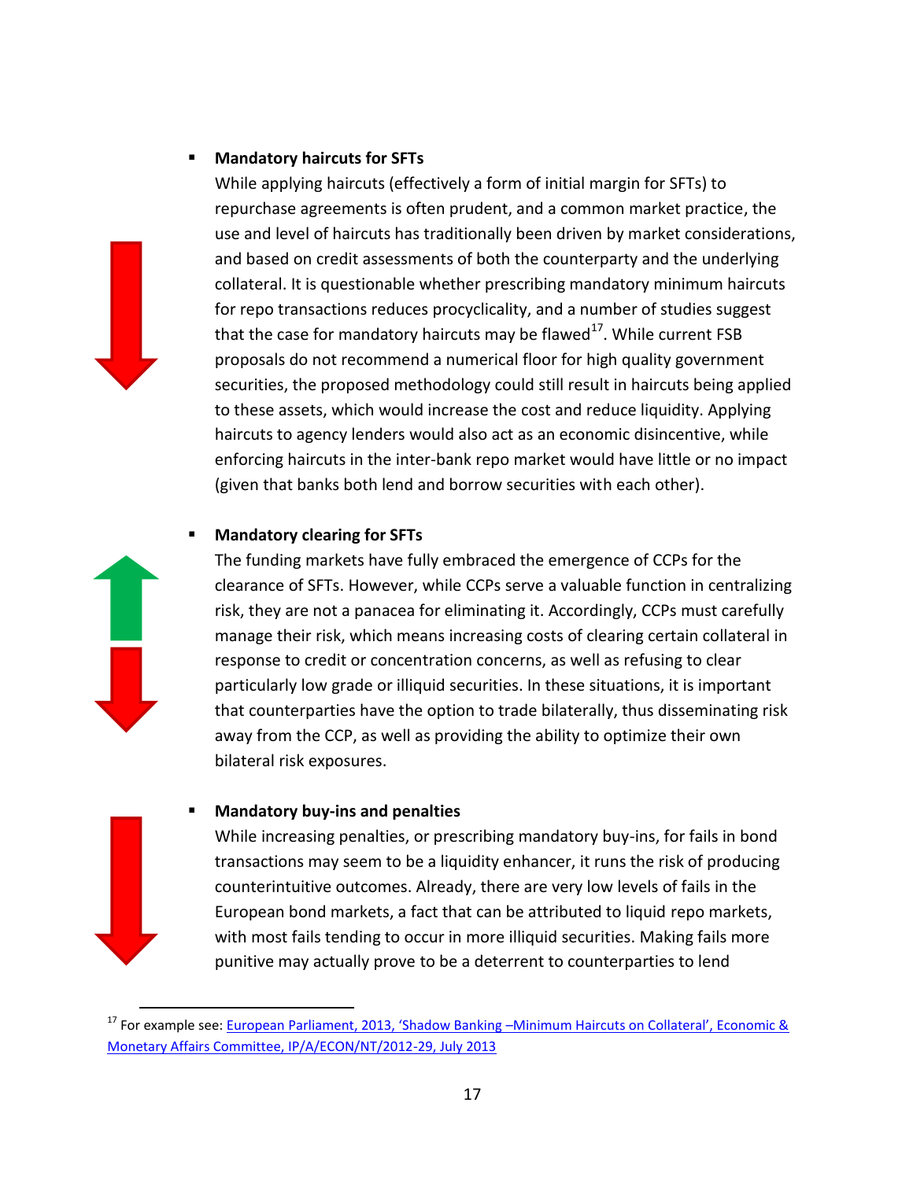- **Mandatory haircuts for SFTs**

  While applying haircuts (effectively a form of initial margin for SFTs) to repurchase agreements is often prudent, and a common market practice, the use and level of haircuts has traditionally been driven by market considerations, and based on credit assessments of both the counterparty and the underlying collateral. It is questionable whether prescribing mandatory minimum haircuts for repo transactions reduces procyclicality, and a number of studies suggest that the case for mandatory haircuts may be flawed[17]. While current FSB proposals do not recommend a numerical floor for high quality government securities, the proposed methodology could still result in haircuts being applied to these assets, which would increase the cost and reduce liquidity. Applying haircuts to agency lenders would also act as an economic disincentive, while enforcing haircuts in the inter-bank repo market would have little or no impact (given that banks both lend and borrow securities with each other).

- **Mandatory clearing for SFTs**

  The funding markets have fully embraced the emergence of CCPs for the clearance of SFTs. However, while CCPs serve a valuable function in centralizing risk, they are not a panacea for eliminating it. Accordingly, CCPs must carefully manage their risk, which means increasing costs of clearing certain collateral in response to credit or concentration concerns, as well as refusing to clear particularly low grade or illiquid securities. In these situations, it is important that counterparties have the option to trade bilaterally, thus disseminating risk away from the CCP, as well as providing the ability to optimize their own bilateral risk exposures.

- **Mandatory buy-ins and penalties**

  While increasing penalties, or prescribing mandatory buy-ins, for fails in bond transactions may seem to be a liquidity enhancer, it runs the risk of producing counterintuitive outcomes. Already, there are very low levels of fails in the European bond markets, a fact that can be attributed to liquid repo markets, with most fails tending to occur in more illiquid securities. Making fails more punitive may actually prove to be a deterrent to counterparties to lend

---

[17] For example see: European Parliament, 2013, 'Shadow Banking –Minimum Haircuts on Collateral', Economic & Monetary Affairs Committee, IP/A/ECON/NT/2012-29, July 2013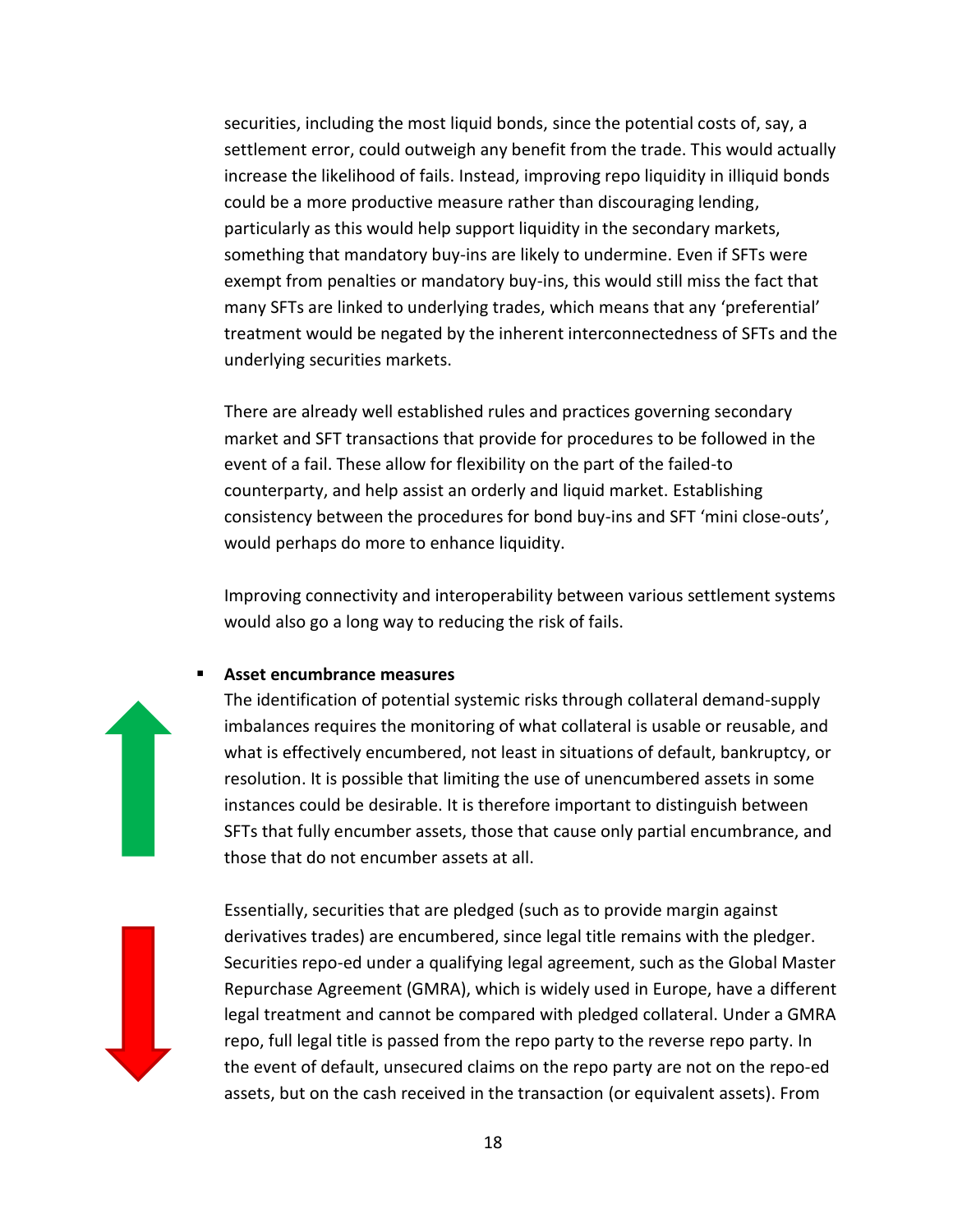securities, including the most liquid bonds, since the potential costs of, say, a settlement error, could outweigh any benefit from the trade. This would actually increase the likelihood of fails. Instead, improving repo liquidity in illiquid bonds could be a more productive measure rather than discouraging lending, particularly as this would help support liquidity in the secondary markets, something that mandatory buy-ins are likely to undermine. Even if SFTs were exempt from penalties or mandatory buy-ins, this would still miss the fact that many SFTs are linked to underlying trades, which means that any 'preferential' treatment would be negated by the inherent interconnectedness of SFTs and the underlying securities markets.

There are already well established rules and practices governing secondary market and SFT transactions that provide for procedures to be followed in the event of a fail. These allow for flexibility on the part of the failed-to counterparty, and help assist an orderly and liquid market. Establishing consistency between the procedures for bond buy-ins and SFT 'mini close-outs', would perhaps do more to enhance liquidity.

Improving connectivity and interoperability between various settlement systems would also go a long way to reducing the risk of fails.

- **Asset encumbrance measures**

  The identification of potential systemic risks through collateral demand-supply imbalances requires the monitoring of what collateral is usable or reusable, and what is effectively encumbered, not least in situations of default, bankruptcy, or resolution. It is possible that limiting the use of unencumbered assets in some instances could be desirable. It is therefore important to distinguish between SFTs that fully encumber assets, those that cause only partial encumbrance, and those that do not encumber assets at all.

  Essentially, securities that are pledged (such as to provide margin against derivatives trades) are encumbered, since legal title remains with the pledger. Securities repo-ed under a qualifying legal agreement, such as the Global Master Repurchase Agreement (GMRA), which is widely used in Europe, have a different legal treatment and cannot be compared with pledged collateral. Under a GMRA repo, full legal title is passed from the repo party to the reverse repo party. In the event of default, unsecured claims on the repo party are not on the repo-ed assets, but on the cash received in the transaction (or equivalent assets). From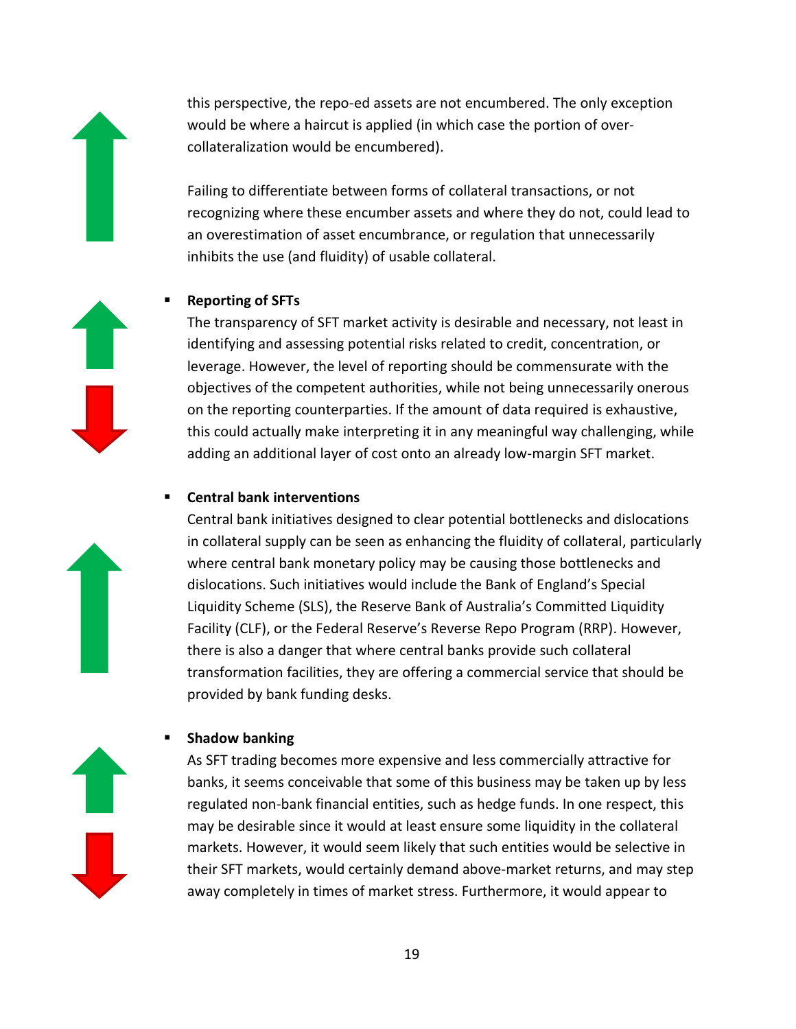this perspective, the repo-ed assets are not encumbered. The only exception would be where a haircut is applied (in which case the portion of over-collateralization would be encumbered).

Failing to differentiate between forms of collateral transactions, or not recognizing where these encumber assets and where they do not, could lead to an overestimation of asset encumbrance, or regulation that unnecessarily inhibits the use (and fluidity) of usable collateral.

- **Reporting of SFTs**
  The transparency of SFT market activity is desirable and necessary, not least in identifying and assessing potential risks related to credit, concentration, or leverage. However, the level of reporting should be commensurate with the objectives of the competent authorities, while not being unnecessarily onerous on the reporting counterparties. If the amount of data required is exhaustive, this could actually make interpreting it in any meaningful way challenging, while adding an additional layer of cost onto an already low-margin SFT market.

- **Central bank interventions**
  Central bank initiatives designed to clear potential bottlenecks and dislocations in collateral supply can be seen as enhancing the fluidity of collateral, particularly where central bank monetary policy may be causing those bottlenecks and dislocations. Such initiatives would include the Bank of England's Special Liquidity Scheme (SLS), the Reserve Bank of Australia's Committed Liquidity Facility (CLF), or the Federal Reserve's Reverse Repo Program (RRP). However, there is also a danger that where central banks provide such collateral transformation facilities, they are offering a commercial service that should be provided by bank funding desks.

- **Shadow banking**
  As SFT trading becomes more expensive and less commercially attractive for banks, it seems conceivable that some of this business may be taken up by less regulated non-bank financial entities, such as hedge funds. In one respect, this may be desirable since it would at least ensure some liquidity in the collateral markets. However, it would seem likely that such entities would be selective in their SFT markets, would certainly demand above-market returns, and may step away completely in times of market stress. Furthermore, it would appear to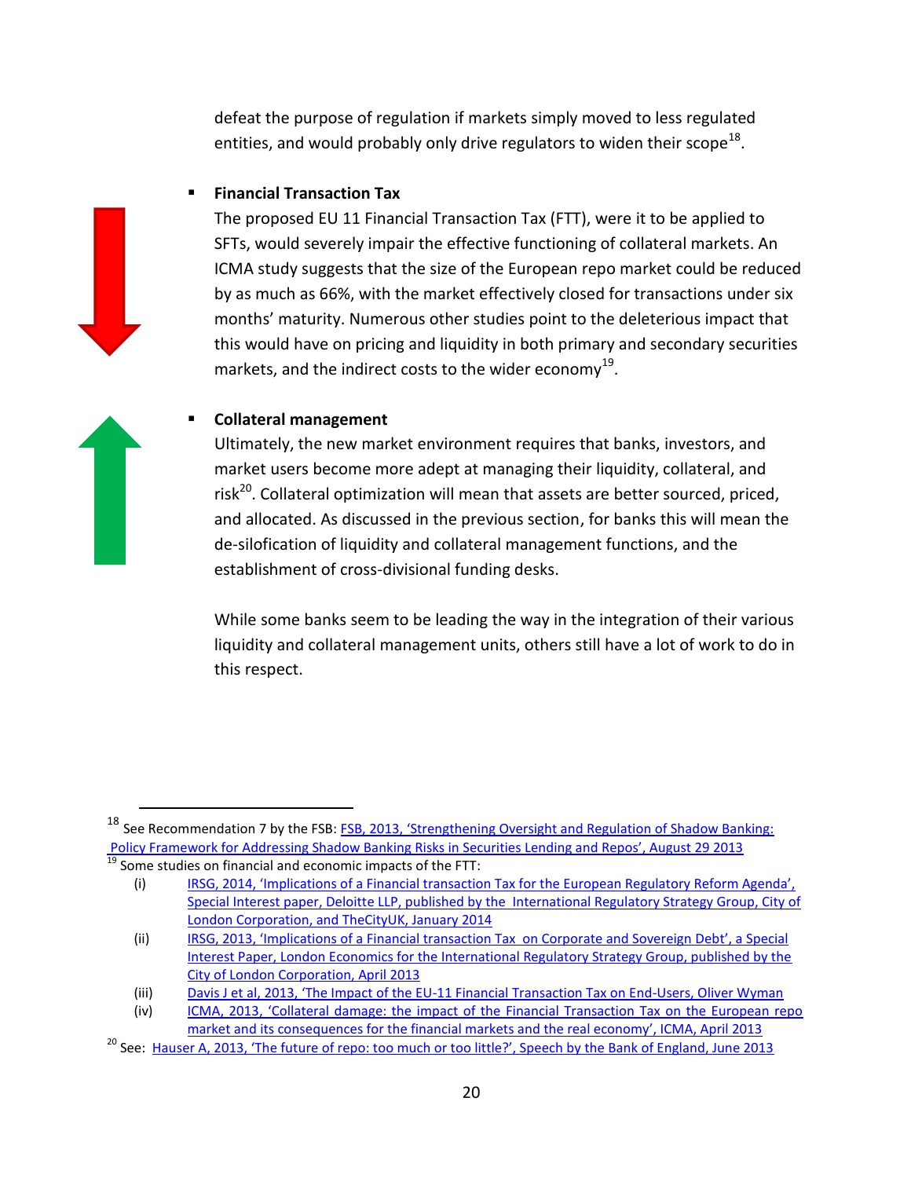defeat the purpose of regulation if markets simply moved to less regulated entities, and would probably only drive regulators to widen their scope[18].

- **Financial Transaction Tax**

  The proposed EU 11 Financial Transaction Tax (FTT), were it to be applied to SFTs, would severely impair the effective functioning of collateral markets. An ICMA study suggests that the size of the European repo market could be reduced by as much as 66%, with the market effectively closed for transactions under six months' maturity. Numerous other studies point to the deleterious impact that this would have on pricing and liquidity in both primary and secondary securities markets, and the indirect costs to the wider economy[19].

- **Collateral management**

  Ultimately, the new market environment requires that banks, investors, and market users become more adept at managing their liquidity, collateral, and risk[20]. Collateral optimization will mean that assets are better sourced, priced, and allocated. As discussed in the previous section, for banks this will mean the de-silofication of liquidity and collateral management functions, and the establishment of cross-divisional funding desks.

  While some banks seem to be leading the way in the integration of their various liquidity and collateral management units, others still have a lot of work to do in this respect.

---

[18] See Recommendation 7 by the FSB: FSB, 2013, 'Strengthening Oversight and Regulation of Shadow Banking: Policy Framework for Addressing Shadow Banking Risks in Securities Lending and Repos', August 29 2013

[19] Some studies on financial and economic impacts of the FTT:

(i) IRSG, 2014, 'Implications of a Financial transaction Tax for the European Regulatory Reform Agenda', Special Interest paper, Deloitte LLP, published by the International Regulatory Strategy Group, City of London Corporation, and TheCityUK, January 2014

(ii) IRSG, 2013, 'Implications of a Financial transaction Tax on Corporate and Sovereign Debt', a Special Interest Paper, London Economics for the International Regulatory Strategy Group, published by the City of London Corporation, April 2013

(iii) Davis J et al, 2013, 'The Impact of the EU-11 Financial Transaction Tax on End-Users, Oliver Wyman

(iv) ICMA, 2013, 'Collateral damage: the impact of the Financial Transaction Tax on the European repo market and its consequences for the financial markets and the real economy', ICMA, April 2013

[20] See: Hauser A, 2013, 'The future of repo: too much or too little?', Speech by the Bank of England, June 2013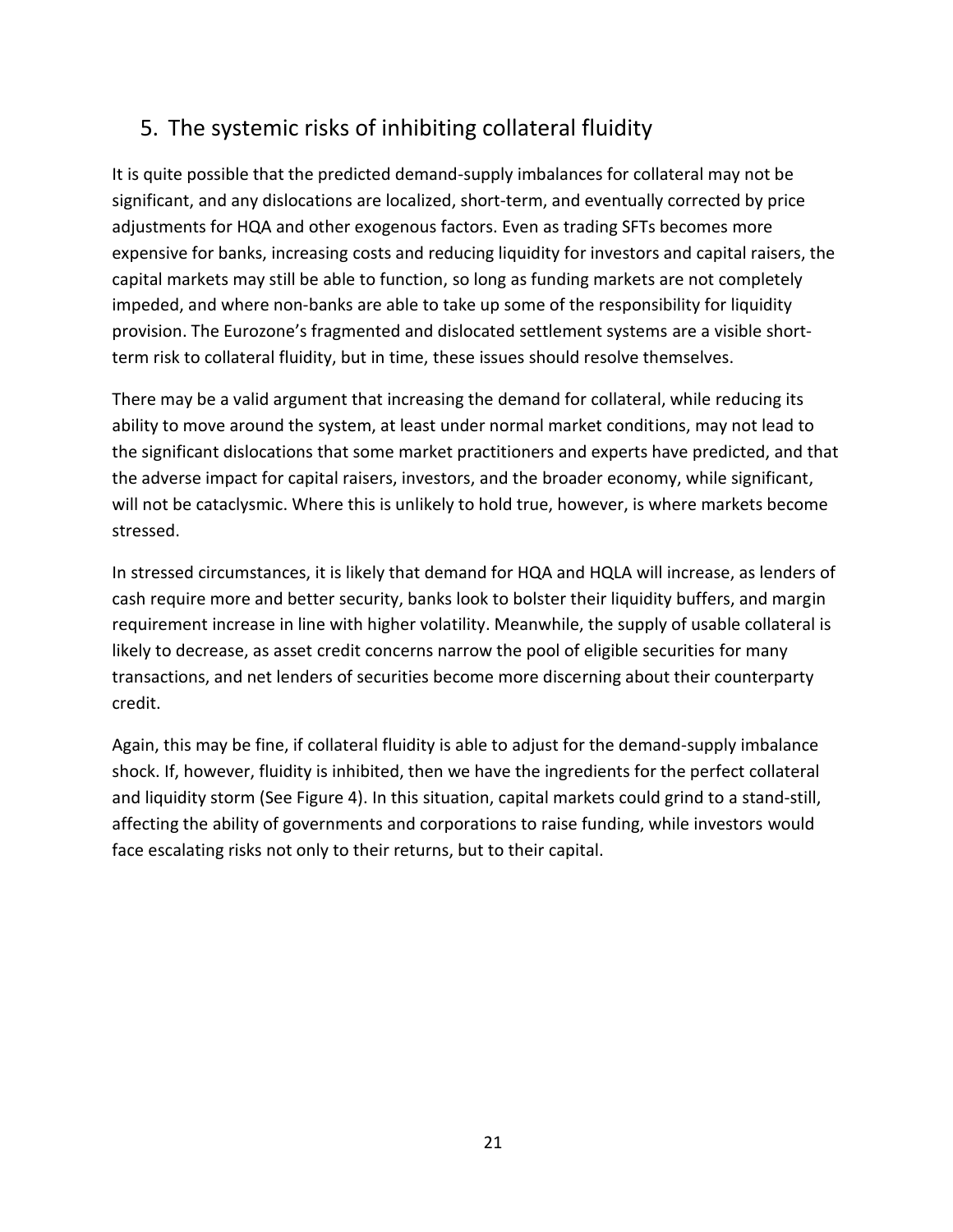## 5. The systemic risks of inhibiting collateral fluidity

It is quite possible that the predicted demand-supply imbalances for collateral may not be significant, and any dislocations are localized, short-term, and eventually corrected by price adjustments for HQA and other exogenous factors. Even as trading SFTs becomes more expensive for banks, increasing costs and reducing liquidity for investors and capital raisers, the capital markets may still be able to function, so long as funding markets are not completely impeded, and where non-banks are able to take up some of the responsibility for liquidity provision. The Eurozone's fragmented and dislocated settlement systems are a visible short-term risk to collateral fluidity, but in time, these issues should resolve themselves.

There may be a valid argument that increasing the demand for collateral, while reducing its ability to move around the system, at least under normal market conditions, may not lead to the significant dislocations that some market practitioners and experts have predicted, and that the adverse impact for capital raisers, investors, and the broader economy, while significant, will not be cataclysmic. Where this is unlikely to hold true, however, is where markets become stressed.

In stressed circumstances, it is likely that demand for HQA and HQLA will increase, as lenders of cash require more and better security, banks look to bolster their liquidity buffers, and margin requirement increase in line with higher volatility. Meanwhile, the supply of usable collateral is likely to decrease, as asset credit concerns narrow the pool of eligible securities for many transactions, and net lenders of securities become more discerning about their counterparty credit.

Again, this may be fine, if collateral fluidity is able to adjust for the demand-supply imbalance shock. If, however, fluidity is inhibited, then we have the ingredients for the perfect collateral and liquidity storm (See Figure 4). In this situation, capital markets could grind to a stand-still, affecting the ability of governments and corporations to raise funding, while investors would face escalating risks not only to their returns, but to their capital.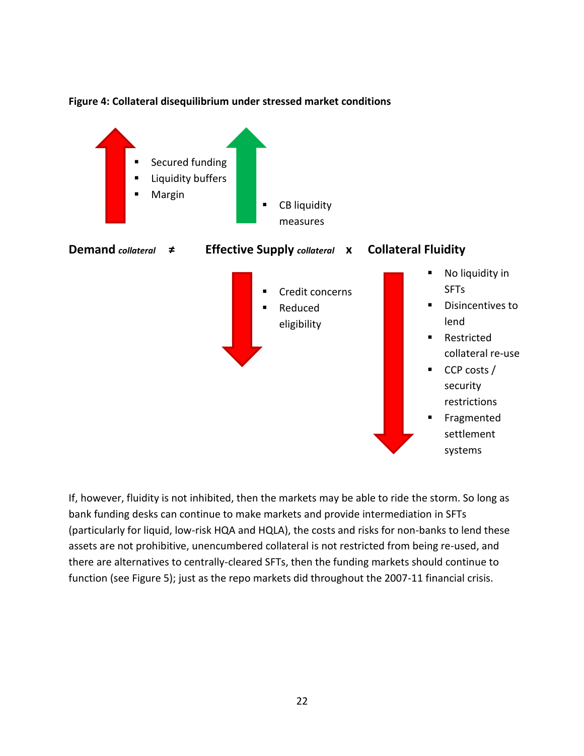**Figure 4: Collateral disequilibrium under stressed market conditions**

- Secured funding
- Liquidity buffers
- Margin

- CB liquidity measures

**Demand** ***collateral*** **≠ Effective Supply** ***collateral*** **x Collateral Fluidity**

- Credit concerns
- Reduced eligibility

- No liquidity in SFTs
- Disincentives to lend
- Restricted collateral re-use
- CCP costs / security restrictions
- Fragmented settlement systems

If, however, fluidity is not inhibited, then the markets may be able to ride the storm. So long as bank funding desks can continue to make markets and provide intermediation in SFTs (particularly for liquid, low-risk HQA and HQLA), the costs and risks for non-banks to lend these assets are not prohibitive, unencumbered collateral is not restricted from being re-used, and there are alternatives to centrally-cleared SFTs, then the funding markets should continue to function (see Figure 5); just as the repo markets did throughout the 2007-11 financial crisis.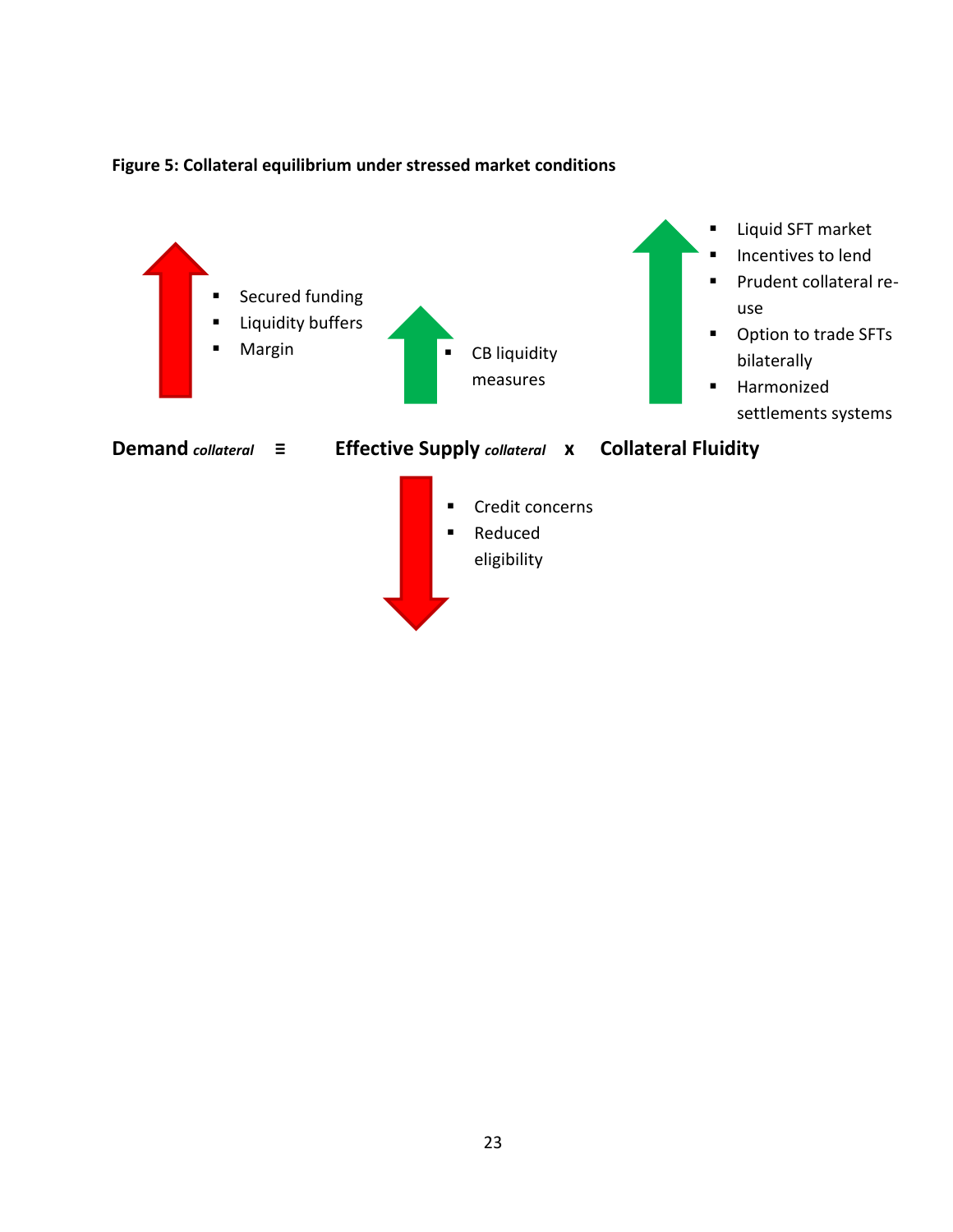**Figure 5: Collateral equilibrium under stressed market conditions**

- Secured funding
- Liquidity buffers
- Margin

- CB liquidity measures

- Liquid SFT market
- Incentives to lend
- Prudent collateral re-use
- Option to trade SFTs bilaterally
- Harmonized settlements systems

**Demand** ***collateral*** **≡** **Effective Supply** ***collateral*** **x** **Collateral Fluidity**

- Credit concerns
- Reduced eligibility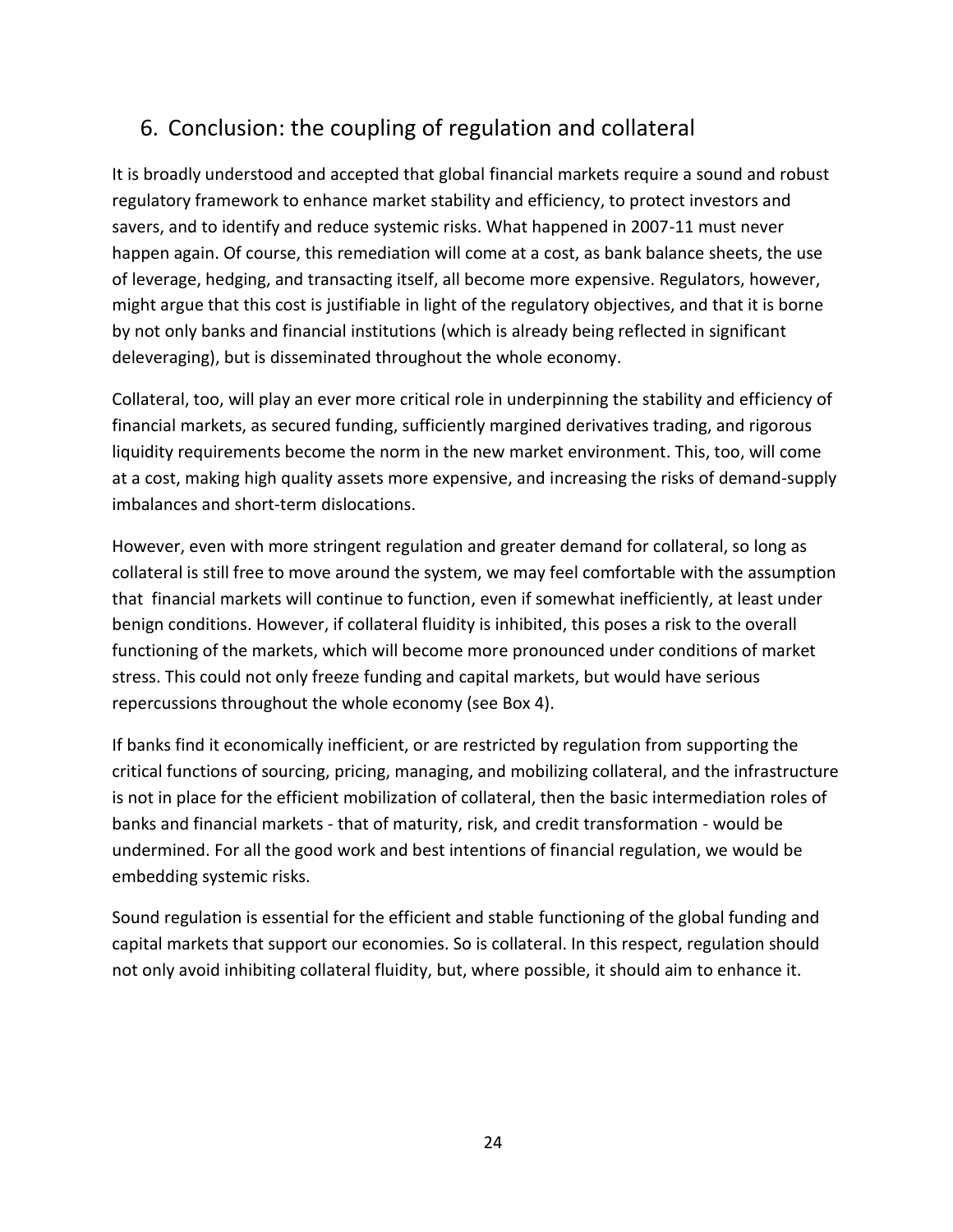## 6. Conclusion: the coupling of regulation and collateral

It is broadly understood and accepted that global financial markets require a sound and robust regulatory framework to enhance market stability and efficiency, to protect investors and savers, and to identify and reduce systemic risks. What happened in 2007-11 must never happen again. Of course, this remediation will come at a cost, as bank balance sheets, the use of leverage, hedging, and transacting itself, all become more expensive. Regulators, however, might argue that this cost is justifiable in light of the regulatory objectives, and that it is borne by not only banks and financial institutions (which is already being reflected in significant deleveraging), but is disseminated throughout the whole economy.

Collateral, too, will play an ever more critical role in underpinning the stability and efficiency of financial markets, as secured funding, sufficiently margined derivatives trading, and rigorous liquidity requirements become the norm in the new market environment. This, too, will come at a cost, making high quality assets more expensive, and increasing the risks of demand-supply imbalances and short-term dislocations.

However, even with more stringent regulation and greater demand for collateral, so long as collateral is still free to move around the system, we may feel comfortable with the assumption that financial markets will continue to function, even if somewhat inefficiently, at least under benign conditions. However, if collateral fluidity is inhibited, this poses a risk to the overall functioning of the markets, which will become more pronounced under conditions of market stress. This could not only freeze funding and capital markets, but would have serious repercussions throughout the whole economy (see Box 4).

If banks find it economically inefficient, or are restricted by regulation from supporting the critical functions of sourcing, pricing, managing, and mobilizing collateral, and the infrastructure is not in place for the efficient mobilization of collateral, then the basic intermediation roles of banks and financial markets - that of maturity, risk, and credit transformation - would be undermined. For all the good work and best intentions of financial regulation, we would be embedding systemic risks.

Sound regulation is essential for the efficient and stable functioning of the global funding and capital markets that support our economies. So is collateral. In this respect, regulation should not only avoid inhibiting collateral fluidity, but, where possible, it should aim to enhance it.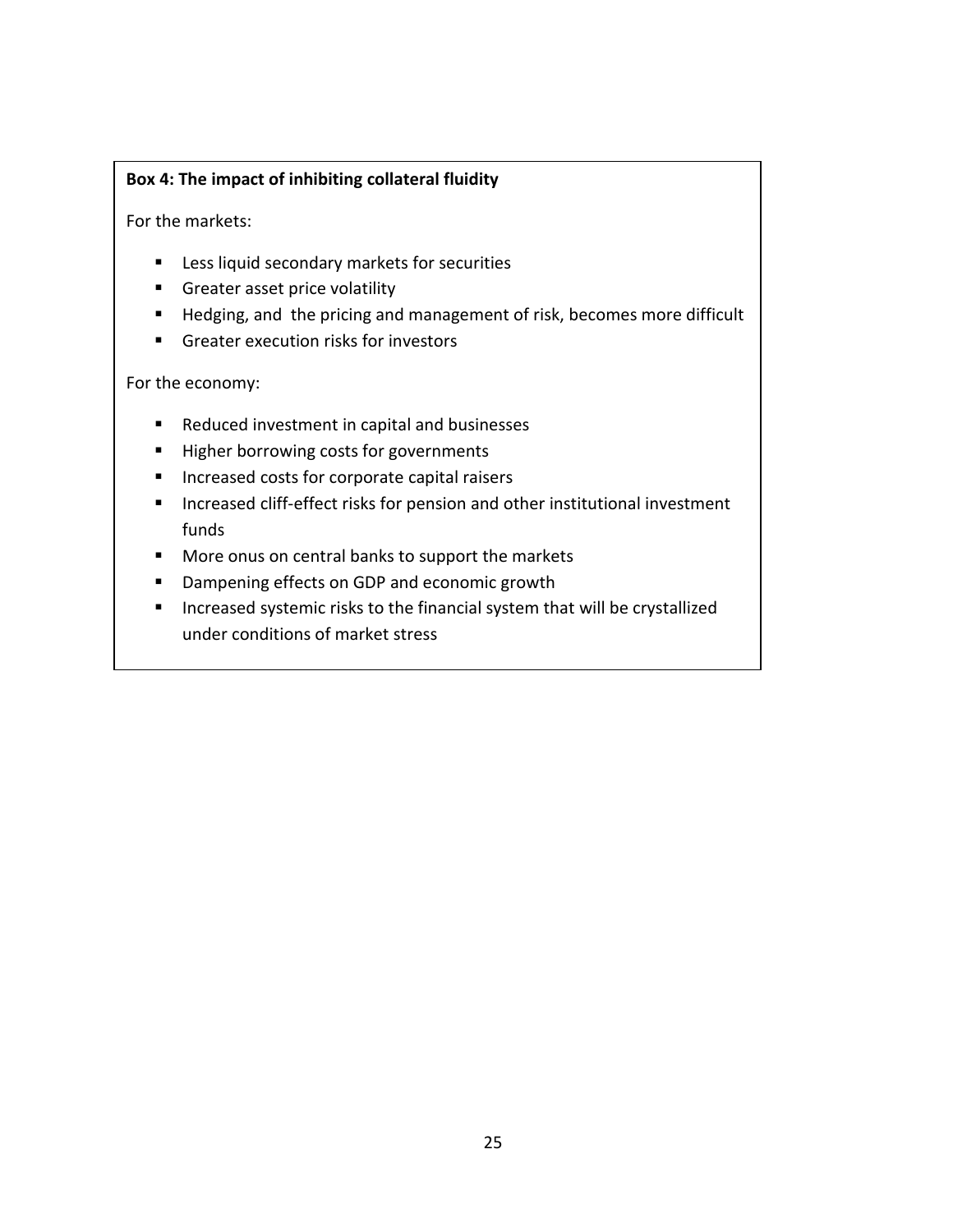**Box 4: The impact of inhibiting collateral fluidity**

For the markets:

- Less liquid secondary markets for securities
- Greater asset price volatility
- Hedging, and the pricing and management of risk, becomes more difficult
- Greater execution risks for investors

For the economy:

- Reduced investment in capital and businesses
- Higher borrowing costs for governments
- Increased costs for corporate capital raisers
- Increased cliff-effect risks for pension and other institutional investment funds
- More onus on central banks to support the markets
- Dampening effects on GDP and economic growth
- Increased systemic risks to the financial system that will be crystallized under conditions of market stress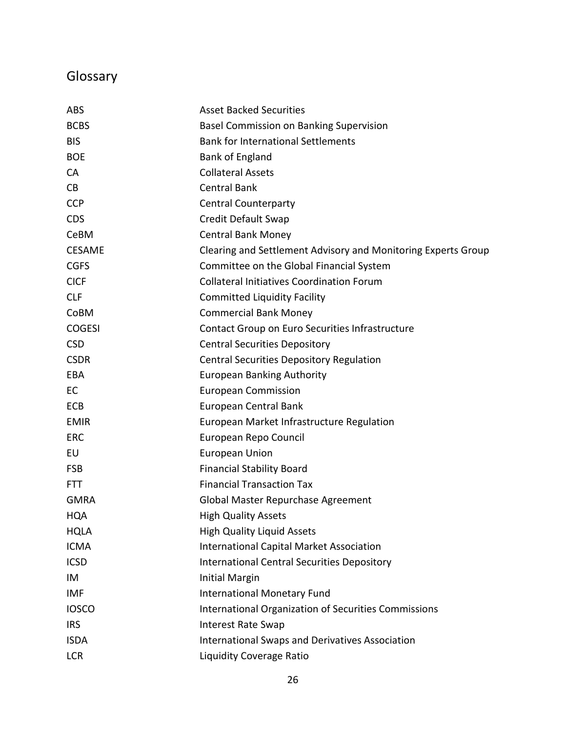## Glossary

| | |
|---|---|
| ABS | Asset Backed Securities |
| BCBS | Basel Commission on Banking Supervision |
| BIS | Bank for International Settlements |
| BOE | Bank of England |
| CA | Collateral Assets |
| CB | Central Bank |
| CCP | Central Counterparty |
| CDS | Credit Default Swap |
| CeBM | Central Bank Money |
| CESAME | Clearing and Settlement Advisory and Monitoring Experts Group |
| CGFS | Committee on the Global Financial System |
| CICF | Collateral Initiatives Coordination Forum |
| CLF | Committed Liquidity Facility |
| CoBM | Commercial Bank Money |
| COGESI | Contact Group on Euro Securities Infrastructure |
| CSD | Central Securities Depository |
| CSDR | Central Securities Depository Regulation |
| EBA | European Banking Authority |
| EC | European Commission |
| ECB | European Central Bank |
| EMIR | European Market Infrastructure Regulation |
| ERC | European Repo Council |
| EU | European Union |
| FSB | Financial Stability Board |
| FTT | Financial Transaction Tax |
| GMRA | Global Master Repurchase Agreement |
| HQA | High Quality Assets |
| HQLA | High Quality Liquid Assets |
| ICMA | International Capital Market Association |
| ICSD | International Central Securities Depository |
| IM | Initial Margin |
| IMF | International Monetary Fund |
| IOSCO | International Organization of Securities Commissions |
| IRS | Interest Rate Swap |
| ISDA | International Swaps and Derivatives Association |
| LCR | Liquidity Coverage Ratio |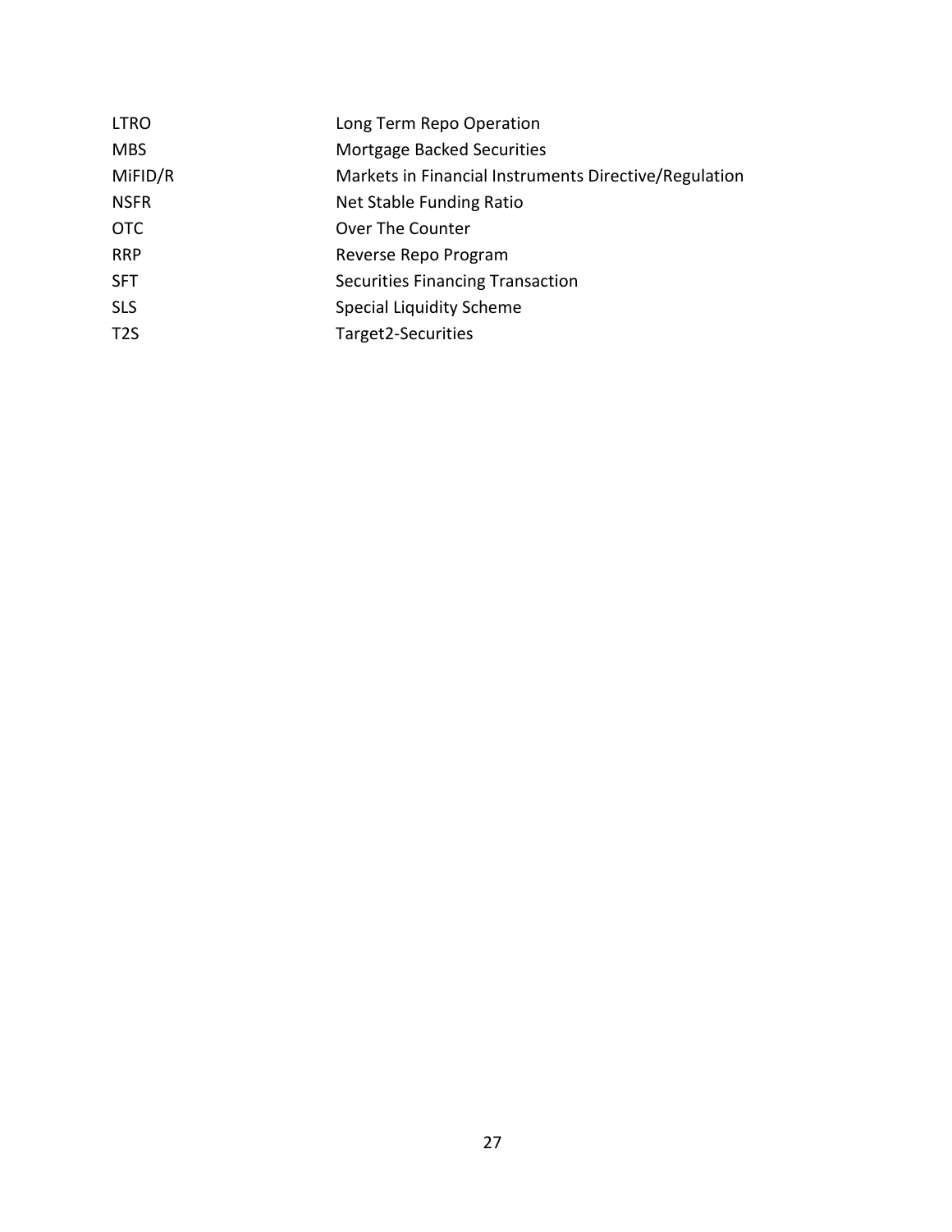| | |
|---|---|
| LTRO | Long Term Repo Operation |
| MBS | Mortgage Backed Securities |
| MiFID/R | Markets in Financial Instruments Directive/Regulation |
| NSFR | Net Stable Funding Ratio |
| OTC | Over The Counter |
| RRP | Reverse Repo Program |
| SFT | Securities Financing Transaction |
| SLS | Special Liquidity Scheme |
| T2S | Target2-Securities |